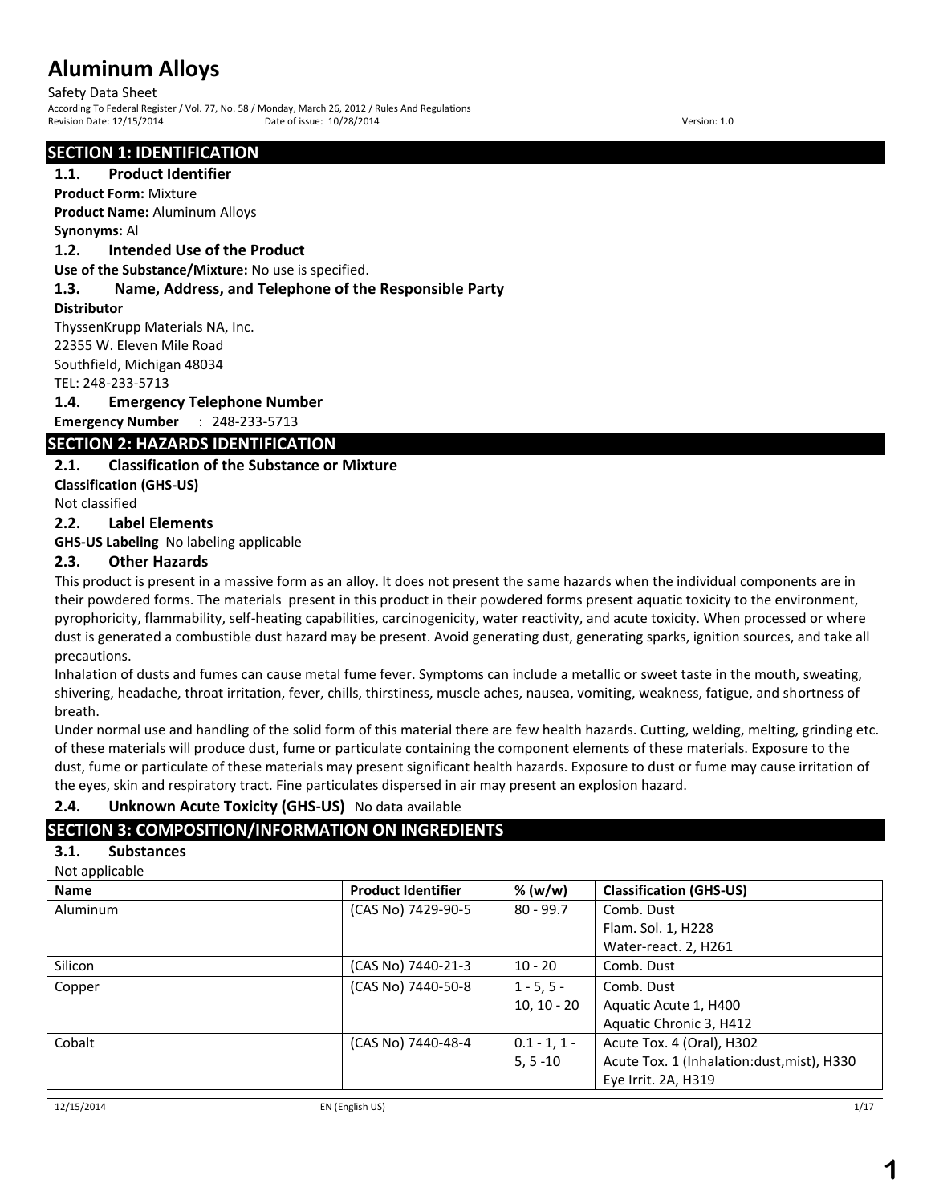# Aluminum Alloys

Safety Data Sheet

According To Federal Register / Vol. 77, No. 58 / Monday, March 26, 2012 / Rules And Regulations

Revision Date: 12/15/2014 Date of issue: 10/28/2014 Version: 1.0

## SECTION 1: IDENTIFICATION

### 1.1. Product Identifier

**Product Form:** Mixture

**Product Name:** Aluminum Alloys

**Synonyms:** Al

### 1.2. Intended Use of the Product

**Use of the Substance/Mixture:** No use is specified.

### 1.3. Name, Address, and Telephone of the Responsible Party

**Distributor**

ThyssenKrupp Materials NA, Inc.
22355 W. Eleven Mile Road
Southfield, Michigan 48034
TEL: 248-233-5713

### 1.4. Emergency Telephone Number

**Emergency Number** : 248-233-5713

## SECTION 2: HAZARDS IDENTIFICATION

### 2.1. Classification of the Substance or Mixture

**Classification (GHS-US)**

Not classified

### 2.2. Label Elements

**GHS-US Labeling** No labeling applicable

### 2.3. Other Hazards

This product is present in a massive form as an alloy. It does not present the same hazards when the individual components are in their powdered forms. The materials present in this product in their powdered forms present aquatic toxicity to the environment, pyrophoricity, flammability, self-heating capabilities, carcinogenicity, water reactivity, and acute toxicity. When processed or where dust is generated a combustible dust hazard may be present. Avoid generating dust, generating sparks, ignition sources, and take all precautions.

Inhalation of dusts and fumes can cause metal fume fever. Symptoms can include a metallic or sweet taste in the mouth, sweating, shivering, headache, throat irritation, fever, chills, thirstiness, muscle aches, nausea, vomiting, weakness, fatigue, and shortness of breath.

Under normal use and handling of the solid form of this material there are few health hazards. Cutting, welding, melting, grinding etc. of these materials will produce dust, fume or particulate containing the component elements of these materials. Exposure to the dust, fume or particulate of these materials may present significant health hazards. Exposure to dust or fume may cause irritation of the eyes, skin and respiratory tract. Fine particulates dispersed in air may present an explosion hazard.

### 2.4. Unknown Acute Toxicity (GHS-US) No data available

## SECTION 3: COMPOSITION/INFORMATION ON INGREDIENTS

### 3.1. Substances

Not applicable

| Name | Product Identifier | % (w/w) | Classification (GHS-US) |
|---|---|---|---|
| Aluminum | (CAS No) 7429-90-5 | 80 - 99.7 | Comb. Dust<br>Flam. Sol. 1, H228<br>Water-react. 2, H261 |
| Silicon | (CAS No) 7440-21-3 | 10 - 20 | Comb. Dust |
| Copper | (CAS No) 7440-50-8 | 1 - 5, 5 - 10, 10 - 20 | Comb. Dust<br>Aquatic Acute 1, H400<br>Aquatic Chronic 3, H412 |
| Cobalt | (CAS No) 7440-48-4 | 0.1 - 1, 1 - 5, 5 -10 | Acute Tox. 4 (Oral), H302<br>Acute Tox. 1 (Inhalation:dust,mist), H330<br>Eye Irrit. 2A, H319 |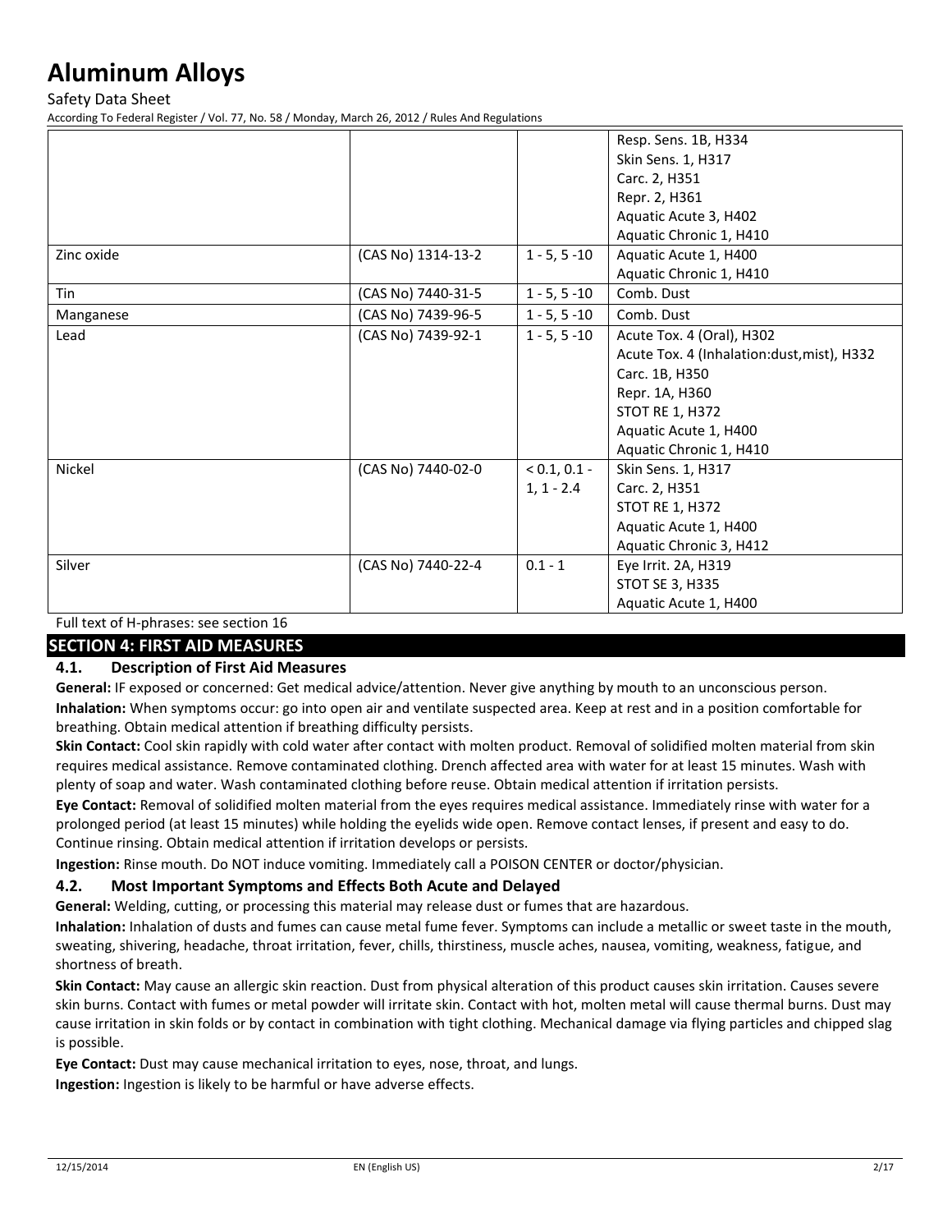| | | | Resp. Sens. 1B, H334<br>Skin Sens. 1, H317<br>Carc. 2, H351<br>Repr. 2, H361<br>Aquatic Acute 3, H402<br>Aquatic Chronic 1, H410 |
|---|---|---|---|
| Zinc oxide | (CAS No) 1314-13-2 | 1 - 5, 5 -10 | Aquatic Acute 1, H400<br>Aquatic Chronic 1, H410 |
| Tin | (CAS No) 7440-31-5 | 1 - 5, 5 -10 | Comb. Dust |
| Manganese | (CAS No) 7439-96-5 | 1 - 5, 5 -10 | Comb. Dust |
| Lead | (CAS No) 7439-92-1 | 1 - 5, 5 -10 | Acute Tox. 4 (Oral), H302<br>Acute Tox. 4 (Inhalation:dust,mist), H332<br>Carc. 1B, H350<br>Repr. 1A, H360<br>STOT RE 1, H372<br>Aquatic Acute 1, H400<br>Aquatic Chronic 1, H410 |
| Nickel | (CAS No) 7440-02-0 | < 0.1, 0.1 - 1, 1 - 2.4 | Skin Sens. 1, H317<br>Carc. 2, H351<br>STOT RE 1, H372<br>Aquatic Acute 1, H400<br>Aquatic Chronic 3, H412 |
| Silver | (CAS No) 7440-22-4 | 0.1 - 1 | Eye Irrit. 2A, H319<br>STOT SE 3, H335<br>Aquatic Acute 1, H400 |

Full text of H-phrases: see section 16

## SECTION 4: FIRST AID MEASURES

### 4.1. Description of First Aid Measures

**General:** IF exposed or concerned: Get medical advice/attention. Never give anything by mouth to an unconscious person.

**Inhalation:** When symptoms occur: go into open air and ventilate suspected area. Keep at rest and in a position comfortable for breathing. Obtain medical attention if breathing difficulty persists.

**Skin Contact:** Cool skin rapidly with cold water after contact with molten product. Removal of solidified molten material from skin requires medical assistance. Remove contaminated clothing. Drench affected area with water for at least 15 minutes. Wash with plenty of soap and water. Wash contaminated clothing before reuse. Obtain medical attention if irritation persists.

**Eye Contact:** Removal of solidified molten material from the eyes requires medical assistance. Immediately rinse with water for a prolonged period (at least 15 minutes) while holding the eyelids wide open. Remove contact lenses, if present and easy to do. Continue rinsing. Obtain medical attention if irritation develops or persists.

**Ingestion:** Rinse mouth. Do NOT induce vomiting. Immediately call a POISON CENTER or doctor/physician.

### 4.2. Most Important Symptoms and Effects Both Acute and Delayed

**General:** Welding, cutting, or processing this material may release dust or fumes that are hazardous.

**Inhalation:** Inhalation of dusts and fumes can cause metal fume fever. Symptoms can include a metallic or sweet taste in the mouth, sweating, shivering, headache, throat irritation, fever, chills, thirstiness, muscle aches, nausea, vomiting, weakness, fatigue, and shortness of breath.

**Skin Contact:** May cause an allergic skin reaction. Dust from physical alteration of this product causes skin irritation. Causes severe skin burns. Contact with fumes or metal powder will irritate skin. Contact with hot, molten metal will cause thermal burns. Dust may cause irritation in skin folds or by contact in combination with tight clothing. Mechanical damage via flying particles and chipped slag is possible.

**Eye Contact:** Dust may cause mechanical irritation to eyes, nose, throat, and lungs.

**Ingestion:** Ingestion is likely to be harmful or have adverse effects.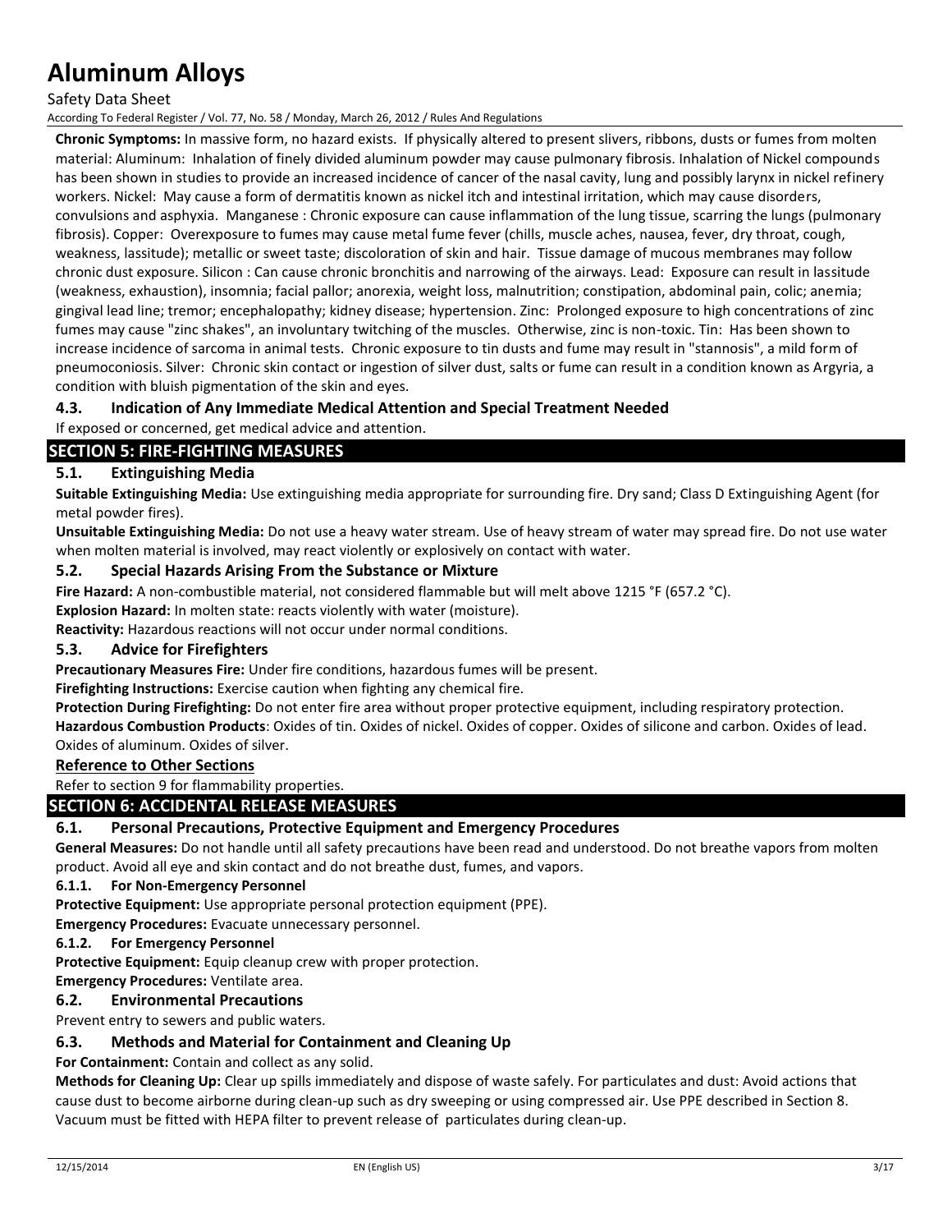**Chronic Symptoms:** In massive form, no hazard exists. If physically altered to present slivers, ribbons, dusts or fumes from molten material: Aluminum: Inhalation of finely divided aluminum powder may cause pulmonary fibrosis. Inhalation of Nickel compounds has been shown in studies to provide an increased incidence of cancer of the nasal cavity, lung and possibly larynx in nickel refinery workers. Nickel: May cause a form of dermatitis known as nickel itch and intestinal irritation, which may cause disorders, convulsions and asphyxia. Manganese : Chronic exposure can cause inflammation of the lung tissue, scarring the lungs (pulmonary fibrosis). Copper: Overexposure to fumes may cause metal fume fever (chills, muscle aches, nausea, fever, dry throat, cough, weakness, lassitude); metallic or sweet taste; discoloration of skin and hair. Tissue damage of mucous membranes may follow chronic dust exposure. Silicon : Can cause chronic bronchitis and narrowing of the airways. Lead: Exposure can result in lassitude (weakness, exhaustion), insomnia; facial pallor; anorexia, weight loss, malnutrition; constipation, abdominal pain, colic; anemia; gingival lead line; tremor; encephalopathy; kidney disease; hypertension. Zinc: Prolonged exposure to high concentrations of zinc fumes may cause "zinc shakes", an involuntary twitching of the muscles. Otherwise, zinc is non-toxic. Tin: Has been shown to increase incidence of sarcoma in animal tests. Chronic exposure to tin dusts and fume may result in "stannosis", a mild form of pneumoconiosis. Silver: Chronic skin contact or ingestion of silver dust, salts or fume can result in a condition known as Argyria, a condition with bluish pigmentation of the skin and eyes.

### 4.3. Indication of Any Immediate Medical Attention and Special Treatment Needed

If exposed or concerned, get medical advice and attention.

## SECTION 5: FIRE-FIGHTING MEASURES

### 5.1. Extinguishing Media

**Suitable Extinguishing Media:** Use extinguishing media appropriate for surrounding fire. Dry sand; Class D Extinguishing Agent (for metal powder fires).

**Unsuitable Extinguishing Media:** Do not use a heavy water stream. Use of heavy stream of water may spread fire. Do not use water when molten material is involved, may react violently or explosively on contact with water.

### 5.2. Special Hazards Arising From the Substance or Mixture

**Fire Hazard:** A non-combustible material, not considered flammable but will melt above 1215 °F (657.2 °C).

**Explosion Hazard:** In molten state: reacts violently with water (moisture).

**Reactivity:** Hazardous reactions will not occur under normal conditions.

### 5.3. Advice for Firefighters

**Precautionary Measures Fire:** Under fire conditions, hazardous fumes will be present.

**Firefighting Instructions:** Exercise caution when fighting any chemical fire.

**Protection During Firefighting:** Do not enter fire area without proper protective equipment, including respiratory protection.

**Hazardous Combustion Products**: Oxides of tin. Oxides of nickel. Oxides of copper. Oxides of silicone and carbon. Oxides of lead. Oxides of aluminum. Oxides of silver.

**Reference to Other Sections**

Refer to section 9 for flammability properties.

## SECTION 6: ACCIDENTAL RELEASE MEASURES

### 6.1. Personal Precautions, Protective Equipment and Emergency Procedures

**General Measures:** Do not handle until all safety precautions have been read and understood. Do not breathe vapors from molten product. Avoid all eye and skin contact and do not breathe dust, fumes, and vapors.

#### 6.1.1. For Non-Emergency Personnel

**Protective Equipment:** Use appropriate personal protection equipment (PPE).

**Emergency Procedures:** Evacuate unnecessary personnel.

#### 6.1.2. For Emergency Personnel

**Protective Equipment:** Equip cleanup crew with proper protection.

**Emergency Procedures:** Ventilate area.

### 6.2. Environmental Precautions

Prevent entry to sewers and public waters.

### 6.3. Methods and Material for Containment and Cleaning Up

**For Containment:** Contain and collect as any solid.

**Methods for Cleaning Up:** Clear up spills immediately and dispose of waste safely. For particulates and dust: Avoid actions that cause dust to become airborne during clean-up such as dry sweeping or using compressed air. Use PPE described in Section 8. Vacuum must be fitted with HEPA filter to prevent release of particulates during clean-up.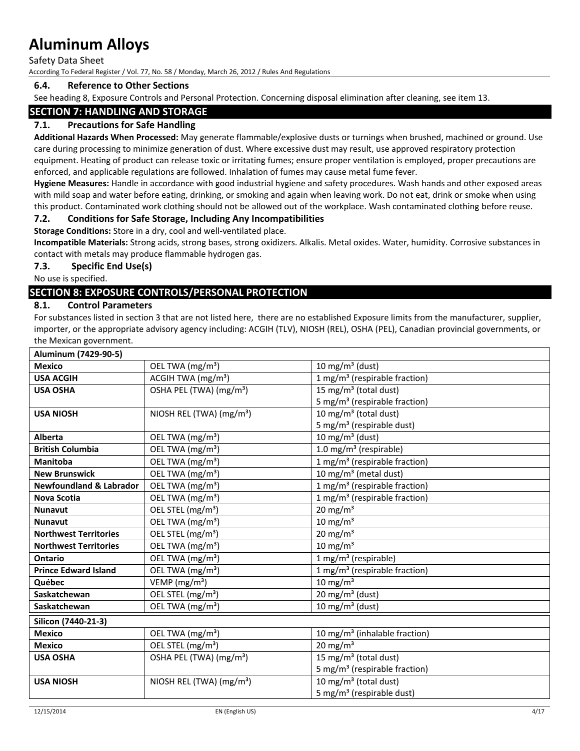### 6.4. Reference to Other Sections

See heading 8, Exposure Controls and Personal Protection. Concerning disposal elimination after cleaning, see item 13.

## SECTION 7: HANDLING AND STORAGE

### 7.1. Precautions for Safe Handling

**Additional Hazards When Processed:** May generate flammable/explosive dusts or turnings when brushed, machined or ground. Use care during processing to minimize generation of dust. Where excessive dust may result, use approved respiratory protection equipment. Heating of product can release toxic or irritating fumes; ensure proper ventilation is employed, proper precautions are enforced, and applicable regulations are followed. Inhalation of fumes may cause metal fume fever.

**Hygiene Measures:** Handle in accordance with good industrial hygiene and safety procedures. Wash hands and other exposed areas with mild soap and water before eating, drinking, or smoking and again when leaving work. Do not eat, drink or smoke when using this product. Contaminated work clothing should not be allowed out of the workplace. Wash contaminated clothing before reuse.

### 7.2. Conditions for Safe Storage, Including Any Incompatibilities

**Storage Conditions:** Store in a dry, cool and well-ventilated place.

**Incompatible Materials:** Strong acids, strong bases, strong oxidizers. Alkalis. Metal oxides. Water, humidity. Corrosive substances in contact with metals may produce flammable hydrogen gas.

### 7.3. Specific End Use(s)

No use is specified.

## SECTION 8: EXPOSURE CONTROLS/PERSONAL PROTECTION

### 8.1. Control Parameters

For substances listed in section 3 that are not listed here, there are no established Exposure limits from the manufacturer, supplier, importer, or the appropriate advisory agency including: ACGIH (TLV), NIOSH (REL), OSHA (PEL), Canadian provincial governments, or the Mexican government.

| **Aluminum (7429-90-5)** | | |
|---|---|---|
| **Mexico** | OEL TWA (mg/m³) | 10 mg/m³ (dust) |
| **USA ACGIH** | ACGIH TWA (mg/m³) | 1 mg/m³ (respirable fraction) |
| **USA OSHA** | OSHA PEL (TWA) (mg/m³) | 15 mg/m³ (total dust)<br>5 mg/m³ (respirable fraction) |
| **USA NIOSH** | NIOSH REL (TWA) (mg/m³) | 10 mg/m³ (total dust)<br>5 mg/m³ (respirable dust) |
| **Alberta** | OEL TWA (mg/m³) | 10 mg/m³ (dust) |
| **British Columbia** | OEL TWA (mg/m³) | 1.0 mg/m³ (respirable) |
| **Manitoba** | OEL TWA (mg/m³) | 1 mg/m³ (respirable fraction) |
| **New Brunswick** | OEL TWA (mg/m³) | 10 mg/m³ (metal dust) |
| **Newfoundland & Labrador** | OEL TWA (mg/m³) | 1 mg/m³ (respirable fraction) |
| **Nova Scotia** | OEL TWA (mg/m³) | 1 mg/m³ (respirable fraction) |
| **Nunavut** | OEL STEL (mg/m³) | 20 mg/m³ |
| **Nunavut** | OEL TWA (mg/m³) | 10 mg/m³ |
| **Northwest Territories** | OEL STEL (mg/m³) | 20 mg/m³ |
| **Northwest Territories** | OEL TWA (mg/m³) | 10 mg/m³ |
| **Ontario** | OEL TWA (mg/m³) | 1 mg/m³ (respirable) |
| **Prince Edward Island** | OEL TWA (mg/m³) | 1 mg/m³ (respirable fraction) |
| **Québec** | VEMP (mg/m³) | 10 mg/m³ |
| **Saskatchewan** | OEL STEL (mg/m³) | 20 mg/m³ (dust) |
| **Saskatchewan** | OEL TWA (mg/m³) | 10 mg/m³ (dust) |

| **Silicon (7440-21-3)** | | |
|---|---|---|
| **Mexico** | OEL TWA (mg/m³) | 10 mg/m³ (inhalable fraction) |
| **Mexico** | OEL STEL (mg/m³) | 20 mg/m³ |
| **USA OSHA** | OSHA PEL (TWA) (mg/m³) | 15 mg/m³ (total dust)<br>5 mg/m³ (respirable fraction) |
| **USA NIOSH** | NIOSH REL (TWA) (mg/m³) | 10 mg/m³ (total dust)<br>5 mg/m³ (respirable dust) |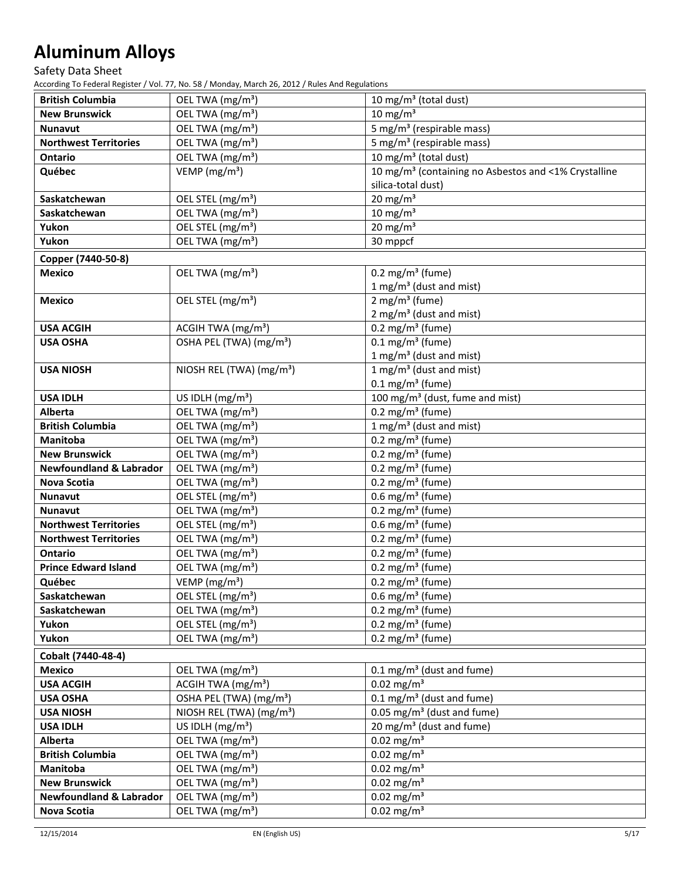| | | |
|---|---|---|
| **British Columbia** | OEL TWA (mg/m³) | 10 mg/m³ (total dust) |
| **New Brunswick** | OEL TWA (mg/m³) | 10 mg/m³ |
| **Nunavut** | OEL TWA (mg/m³) | 5 mg/m³ (respirable mass) |
| **Northwest Territories** | OEL TWA (mg/m³) | 5 mg/m³ (respirable mass) |
| **Ontario** | OEL TWA (mg/m³) | 10 mg/m³ (total dust) |
| **Québec** | VEMP (mg/m³) | 10 mg/m³ (containing no Asbestos and <1% Crystalline silica-total dust) |
| **Saskatchewan** | OEL STEL (mg/m³) | 20 mg/m³ |
| **Saskatchewan** | OEL TWA (mg/m³) | 10 mg/m³ |
| **Yukon** | OEL STEL (mg/m³) | 20 mg/m³ |
| **Yukon** | OEL TWA (mg/m³) | 30 mppcf |

| **Copper (7440-50-8)** | | |
|---|---|---|
| **Mexico** | OEL TWA (mg/m³) | 0.2 mg/m³ (fume)<br>1 mg/m³ (dust and mist) |
| **Mexico** | OEL STEL (mg/m³) | 2 mg/m³ (fume)<br>2 mg/m³ (dust and mist) |
| **USA ACGIH** | ACGIH TWA (mg/m³) | 0.2 mg/m³ (fume) |
| **USA OSHA** | OSHA PEL (TWA) (mg/m³) | 0.1 mg/m³ (fume)<br>1 mg/m³ (dust and mist) |
| **USA NIOSH** | NIOSH REL (TWA) (mg/m³) | 1 mg/m³ (dust and mist)<br>0.1 mg/m³ (fume) |
| **USA IDLH** | US IDLH (mg/m³) | 100 mg/m³ (dust, fume and mist) |
| **Alberta** | OEL TWA (mg/m³) | 0.2 mg/m³ (fume) |
| **British Columbia** | OEL TWA (mg/m³) | 1 mg/m³ (dust and mist) |
| **Manitoba** | OEL TWA (mg/m³) | 0.2 mg/m³ (fume) |
| **New Brunswick** | OEL TWA (mg/m³) | 0.2 mg/m³ (fume) |
| **Newfoundland & Labrador** | OEL TWA (mg/m³) | 0.2 mg/m³ (fume) |
| **Nova Scotia** | OEL TWA (mg/m³) | 0.2 mg/m³ (fume) |
| **Nunavut** | OEL STEL (mg/m³) | 0.6 mg/m³ (fume) |
| **Nunavut** | OEL TWA (mg/m³) | 0.2 mg/m³ (fume) |
| **Northwest Territories** | OEL STEL (mg/m³) | 0.6 mg/m³ (fume) |
| **Northwest Territories** | OEL TWA (mg/m³) | 0.2 mg/m³ (fume) |
| **Ontario** | OEL TWA (mg/m³) | 0.2 mg/m³ (fume) |
| **Prince Edward Island** | OEL TWA (mg/m³) | 0.2 mg/m³ (fume) |
| **Québec** | VEMP (mg/m³) | 0.2 mg/m³ (fume) |
| **Saskatchewan** | OEL STEL (mg/m³) | 0.6 mg/m³ (fume) |
| **Saskatchewan** | OEL TWA (mg/m³) | 0.2 mg/m³ (fume) |
| **Yukon** | OEL STEL (mg/m³) | 0.2 mg/m³ (fume) |
| **Yukon** | OEL TWA (mg/m³) | 0.2 mg/m³ (fume) |

| **Cobalt (7440-48-4)** | | |
|---|---|---|
| **Mexico** | OEL TWA (mg/m³) | 0.1 mg/m³ (dust and fume) |
| **USA ACGIH** | ACGIH TWA (mg/m³) | 0.02 mg/m³ |
| **USA OSHA** | OSHA PEL (TWA) (mg/m³) | 0.1 mg/m³ (dust and fume) |
| **USA NIOSH** | NIOSH REL (TWA) (mg/m³) | 0.05 mg/m³ (dust and fume) |
| **USA IDLH** | US IDLH (mg/m³) | 20 mg/m³ (dust and fume) |
| **Alberta** | OEL TWA (mg/m³) | 0.02 mg/m³ |
| **British Columbia** | OEL TWA (mg/m³) | 0.02 mg/m³ |
| **Manitoba** | OEL TWA (mg/m³) | 0.02 mg/m³ |
| **New Brunswick** | OEL TWA (mg/m³) | 0.02 mg/m³ |
| **Newfoundland & Labrador** | OEL TWA (mg/m³) | 0.02 mg/m³ |
| **Nova Scotia** | OEL TWA (mg/m³) | 0.02 mg/m³ |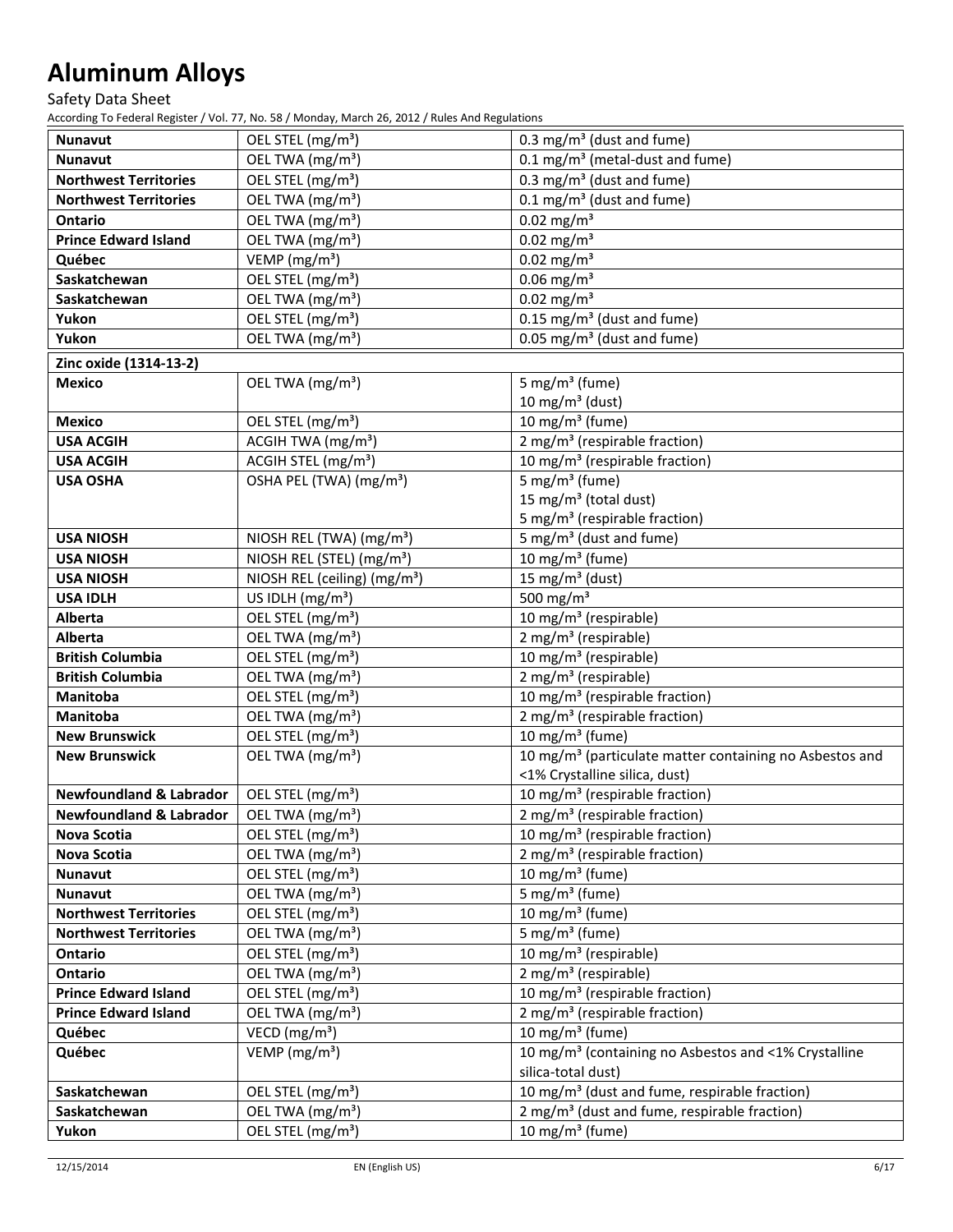# Aluminum Alloys

Safety Data Sheet

According To Federal Register / Vol. 77, No. 58 / Monday, March 26, 2012 / Rules And Regulations

| | | |
|---|---|---|
| **Nunavut** | OEL STEL (mg/m³) | 0.3 mg/m³ (dust and fume) |
| **Nunavut** | OEL TWA (mg/m³) | 0.1 mg/m³ (metal-dust and fume) |
| **Northwest Territories** | OEL STEL (mg/m³) | 0.3 mg/m³ (dust and fume) |
| **Northwest Territories** | OEL TWA (mg/m³) | 0.1 mg/m³ (dust and fume) |
| **Ontario** | OEL TWA (mg/m³) | 0.02 mg/m³ |
| **Prince Edward Island** | OEL TWA (mg/m³) | 0.02 mg/m³ |
| **Québec** | VEMP (mg/m³) | 0.02 mg/m³ |
| **Saskatchewan** | OEL STEL (mg/m³) | 0.06 mg/m³ |
| **Saskatchewan** | OEL TWA (mg/m³) | 0.02 mg/m³ |
| **Yukon** | OEL STEL (mg/m³) | 0.15 mg/m³ (dust and fume) |
| **Yukon** | OEL TWA (mg/m³) | 0.05 mg/m³ (dust and fume) |

| **Zinc oxide (1314-13-2)** | | |
|---|---|---|
| **Mexico** | OEL TWA (mg/m³) | 5 mg/m³ (fume)<br>10 mg/m³ (dust) |
| **Mexico** | OEL STEL (mg/m³) | 10 mg/m³ (fume) |
| **USA ACGIH** | ACGIH TWA (mg/m³) | 2 mg/m³ (respirable fraction) |
| **USA ACGIH** | ACGIH STEL (mg/m³) | 10 mg/m³ (respirable fraction) |
| **USA OSHA** | OSHA PEL (TWA) (mg/m³) | 5 mg/m³ (fume)<br>15 mg/m³ (total dust)<br>5 mg/m³ (respirable fraction) |
| **USA NIOSH** | NIOSH REL (TWA) (mg/m³) | 5 mg/m³ (dust and fume) |
| **USA NIOSH** | NIOSH REL (STEL) (mg/m³) | 10 mg/m³ (fume) |
| **USA NIOSH** | NIOSH REL (ceiling) (mg/m³) | 15 mg/m³ (dust) |
| **USA IDLH** | US IDLH (mg/m³) | 500 mg/m³ |
| **Alberta** | OEL STEL (mg/m³) | 10 mg/m³ (respirable) |
| **Alberta** | OEL TWA (mg/m³) | 2 mg/m³ (respirable) |
| **British Columbia** | OEL STEL (mg/m³) | 10 mg/m³ (respirable) |
| **British Columbia** | OEL TWA (mg/m³) | 2 mg/m³ (respirable) |
| **Manitoba** | OEL STEL (mg/m³) | 10 mg/m³ (respirable fraction) |
| **Manitoba** | OEL TWA (mg/m³) | 2 mg/m³ (respirable fraction) |
| **New Brunswick** | OEL STEL (mg/m³) | 10 mg/m³ (fume) |
| **New Brunswick** | OEL TWA (mg/m³) | 10 mg/m³ (particulate matter containing no Asbestos and <1% Crystalline silica, dust) |
| **Newfoundland & Labrador** | OEL STEL (mg/m³) | 10 mg/m³ (respirable fraction) |
| **Newfoundland & Labrador** | OEL TWA (mg/m³) | 2 mg/m³ (respirable fraction) |
| **Nova Scotia** | OEL STEL (mg/m³) | 10 mg/m³ (respirable fraction) |
| **Nova Scotia** | OEL TWA (mg/m³) | 2 mg/m³ (respirable fraction) |
| **Nunavut** | OEL STEL (mg/m³) | 10 mg/m³ (fume) |
| **Nunavut** | OEL TWA (mg/m³) | 5 mg/m³ (fume) |
| **Northwest Territories** | OEL STEL (mg/m³) | 10 mg/m³ (fume) |
| **Northwest Territories** | OEL TWA (mg/m³) | 5 mg/m³ (fume) |
| **Ontario** | OEL STEL (mg/m³) | 10 mg/m³ (respirable) |
| **Ontario** | OEL TWA (mg/m³) | 2 mg/m³ (respirable) |
| **Prince Edward Island** | OEL STEL (mg/m³) | 10 mg/m³ (respirable fraction) |
| **Prince Edward Island** | OEL TWA (mg/m³) | 2 mg/m³ (respirable fraction) |
| **Québec** | VECD (mg/m³) | 10 mg/m³ (fume) |
| **Québec** | VEMP (mg/m³) | 10 mg/m³ (containing no Asbestos and <1% Crystalline silica-total dust) |
| **Saskatchewan** | OEL STEL (mg/m³) | 10 mg/m³ (dust and fume, respirable fraction) |
| **Saskatchewan** | OEL TWA (mg/m³) | 2 mg/m³ (dust and fume, respirable fraction) |
| **Yukon** | OEL STEL (mg/m³) | 10 mg/m³ (fume) |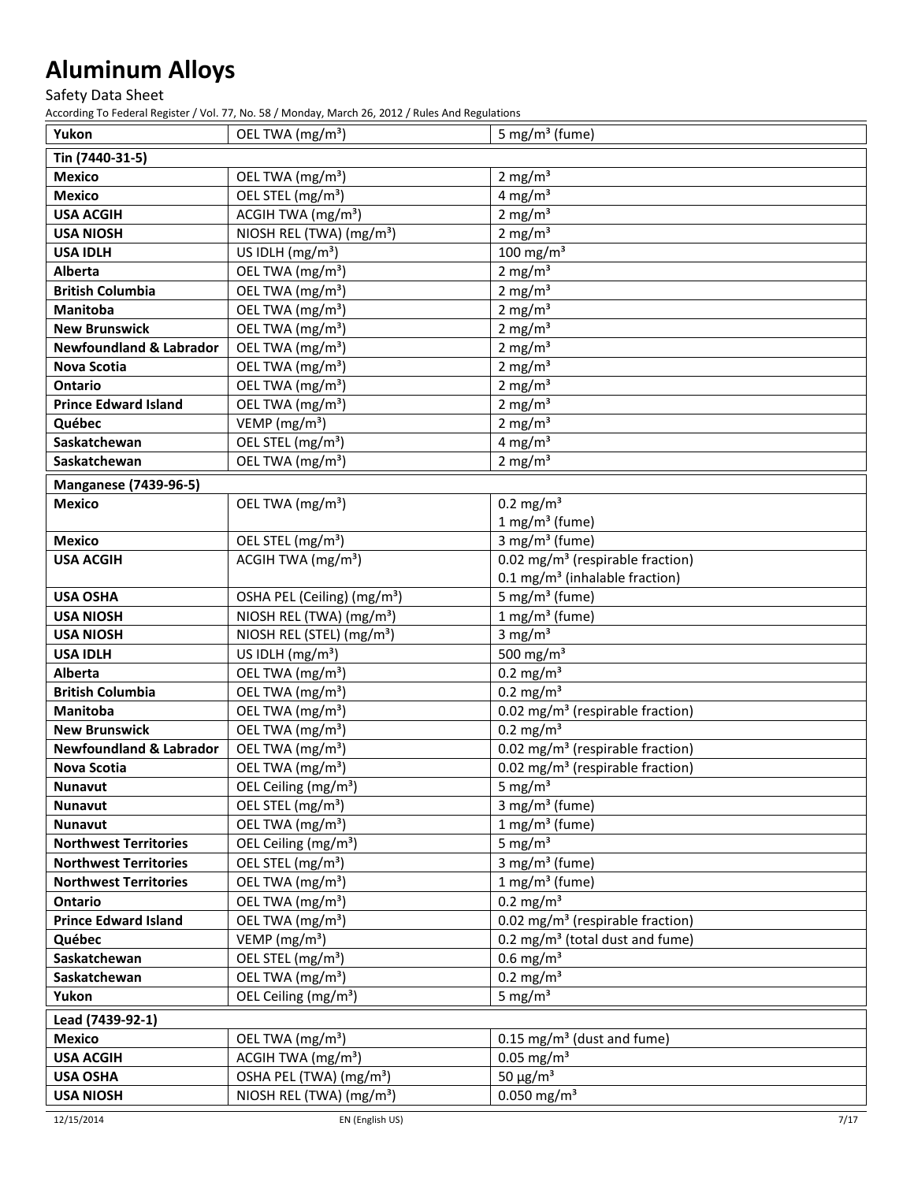| Yukon | OEL TWA (mg/m³) | 5 mg/m³ (fume) |
|---|---|---|
| **Tin (7440-31-5)** | | |
| **Mexico** | OEL TWA (mg/m³) | 2 mg/m³ |
| **Mexico** | OEL STEL (mg/m³) | 4 mg/m³ |
| **USA ACGIH** | ACGIH TWA (mg/m³) | 2 mg/m³ |
| **USA NIOSH** | NIOSH REL (TWA) (mg/m³) | 2 mg/m³ |
| **USA IDLH** | US IDLH (mg/m³) | 100 mg/m³ |
| **Alberta** | OEL TWA (mg/m³) | 2 mg/m³ |
| **British Columbia** | OEL TWA (mg/m³) | 2 mg/m³ |
| **Manitoba** | OEL TWA (mg/m³) | 2 mg/m³ |
| **New Brunswick** | OEL TWA (mg/m³) | 2 mg/m³ |
| **Newfoundland & Labrador** | OEL TWA (mg/m³) | 2 mg/m³ |
| **Nova Scotia** | OEL TWA (mg/m³) | 2 mg/m³ |
| **Ontario** | OEL TWA (mg/m³) | 2 mg/m³ |
| **Prince Edward Island** | OEL TWA (mg/m³) | 2 mg/m³ |
| **Québec** | VEMP (mg/m³) | 2 mg/m³ |
| **Saskatchewan** | OEL STEL (mg/m³) | 4 mg/m³ |
| **Saskatchewan** | OEL TWA (mg/m³) | 2 mg/m³ |
| **Manganese (7439-96-5)** | | |
| **Mexico** | OEL TWA (mg/m³) | 0.2 mg/m³<br>1 mg/m³ (fume) |
| **Mexico** | OEL STEL (mg/m³) | 3 mg/m³ (fume) |
| **USA ACGIH** | ACGIH TWA (mg/m³) | 0.02 mg/m³ (respirable fraction)<br>0.1 mg/m³ (inhalable fraction) |
| **USA OSHA** | OSHA PEL (Ceiling) (mg/m³) | 5 mg/m³ (fume) |
| **USA NIOSH** | NIOSH REL (TWA) (mg/m³) | 1 mg/m³ (fume) |
| **USA NIOSH** | NIOSH REL (STEL) (mg/m³) | 3 mg/m³ |
| **USA IDLH** | US IDLH (mg/m³) | 500 mg/m³ |
| **Alberta** | OEL TWA (mg/m³) | 0.2 mg/m³ |
| **British Columbia** | OEL TWA (mg/m³) | 0.2 mg/m³ |
| **Manitoba** | OEL TWA (mg/m³) | 0.02 mg/m³ (respirable fraction) |
| **New Brunswick** | OEL TWA (mg/m³) | 0.2 mg/m³ |
| **Newfoundland & Labrador** | OEL TWA (mg/m³) | 0.02 mg/m³ (respirable fraction) |
| **Nova Scotia** | OEL TWA (mg/m³) | 0.02 mg/m³ (respirable fraction) |
| **Nunavut** | OEL Ceiling (mg/m³) | 5 mg/m³ |
| **Nunavut** | OEL STEL (mg/m³) | 3 mg/m³ (fume) |
| **Nunavut** | OEL TWA (mg/m³) | 1 mg/m³ (fume) |
| **Northwest Territories** | OEL Ceiling (mg/m³) | 5 mg/m³ |
| **Northwest Territories** | OEL STEL (mg/m³) | 3 mg/m³ (fume) |
| **Northwest Territories** | OEL TWA (mg/m³) | 1 mg/m³ (fume) |
| **Ontario** | OEL TWA (mg/m³) | 0.2 mg/m³ |
| **Prince Edward Island** | OEL TWA (mg/m³) | 0.02 mg/m³ (respirable fraction) |
| **Québec** | VEMP (mg/m³) | 0.2 mg/m³ (total dust and fume) |
| **Saskatchewan** | OEL STEL (mg/m³) | 0.6 mg/m³ |
| **Saskatchewan** | OEL TWA (mg/m³) | 0.2 mg/m³ |
| **Yukon** | OEL Ceiling (mg/m³) | 5 mg/m³ |
| **Lead (7439-92-1)** | | |
| **Mexico** | OEL TWA (mg/m³) | 0.15 mg/m³ (dust and fume) |
| **USA ACGIH** | ACGIH TWA (mg/m³) | 0.05 mg/m³ |
| **USA OSHA** | OSHA PEL (TWA) (mg/m³) | 50 µg/m³ |
| **USA NIOSH** | NIOSH REL (TWA) (mg/m³) | 0.050 mg/m³ |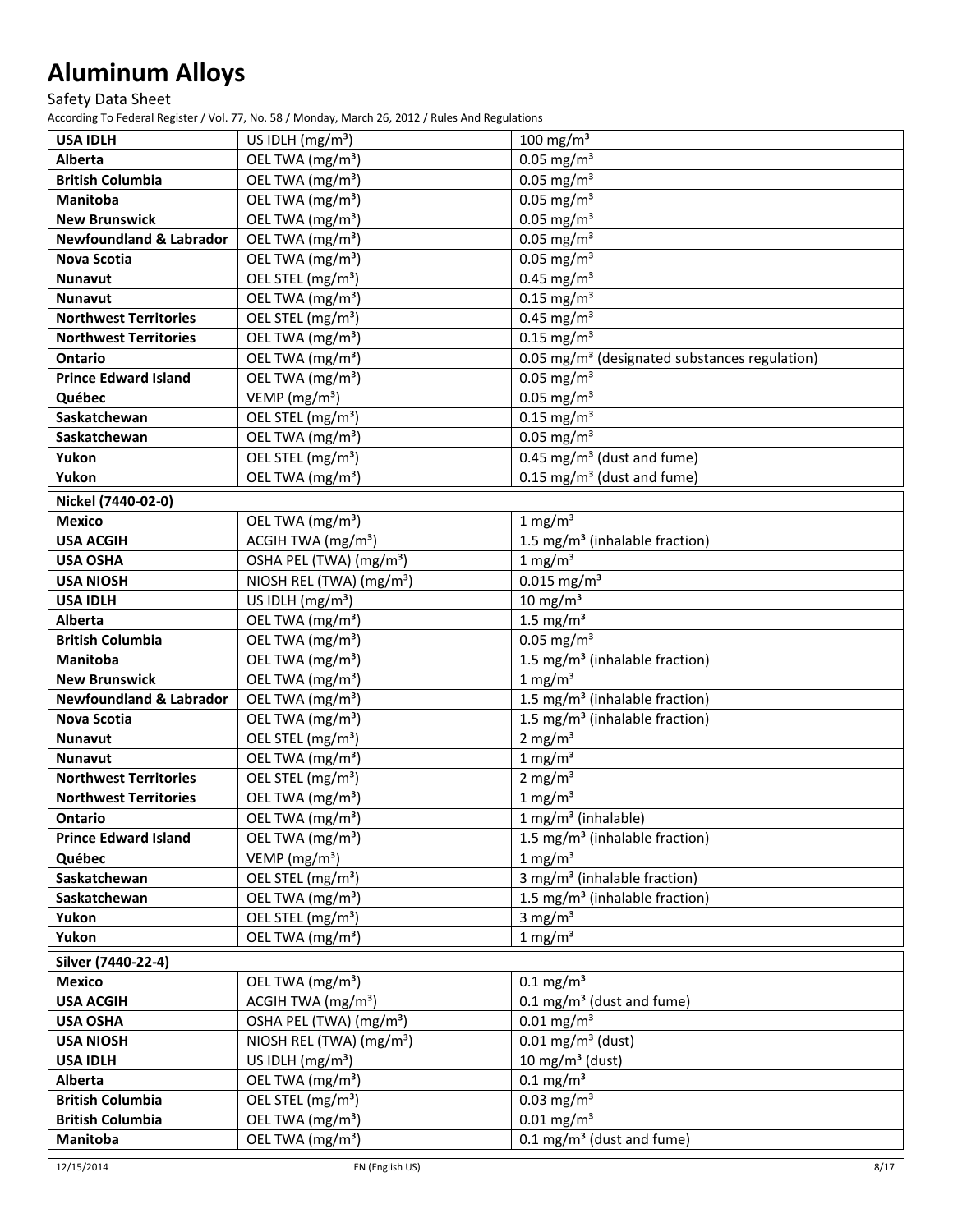# Aluminum Alloys

Safety Data Sheet

According To Federal Register / Vol. 77, No. 58 / Monday, March 26, 2012 / Rules And Regulations

| | | |
|---|---|---|
| **USA IDLH** | US IDLH (mg/m³) | 100 mg/m³ |
| **Alberta** | OEL TWA (mg/m³) | 0.05 mg/m³ |
| **British Columbia** | OEL TWA (mg/m³) | 0.05 mg/m³ |
| **Manitoba** | OEL TWA (mg/m³) | 0.05 mg/m³ |
| **New Brunswick** | OEL TWA (mg/m³) | 0.05 mg/m³ |
| **Newfoundland & Labrador** | OEL TWA (mg/m³) | 0.05 mg/m³ |
| **Nova Scotia** | OEL TWA (mg/m³) | 0.05 mg/m³ |
| **Nunavut** | OEL STEL (mg/m³) | 0.45 mg/m³ |
| **Nunavut** | OEL TWA (mg/m³) | 0.15 mg/m³ |
| **Northwest Territories** | OEL STEL (mg/m³) | 0.45 mg/m³ |
| **Northwest Territories** | OEL TWA (mg/m³) | 0.15 mg/m³ |
| **Ontario** | OEL TWA (mg/m³) | 0.05 mg/m³ (designated substances regulation) |
| **Prince Edward Island** | OEL TWA (mg/m³) | 0.05 mg/m³ |
| **Québec** | VEMP (mg/m³) | 0.05 mg/m³ |
| **Saskatchewan** | OEL STEL (mg/m³) | 0.15 mg/m³ |
| **Saskatchewan** | OEL TWA (mg/m³) | 0.05 mg/m³ |
| **Yukon** | OEL STEL (mg/m³) | 0.45 mg/m³ (dust and fume) |
| **Yukon** | OEL TWA (mg/m³) | 0.15 mg/m³ (dust and fume) |
| **Nickel (7440-02-0)** | | |
| **Mexico** | OEL TWA (mg/m³) | 1 mg/m³ |
| **USA ACGIH** | ACGIH TWA (mg/m³) | 1.5 mg/m³ (inhalable fraction) |
| **USA OSHA** | OSHA PEL (TWA) (mg/m³) | 1 mg/m³ |
| **USA NIOSH** | NIOSH REL (TWA) (mg/m³) | 0.015 mg/m³ |
| **USA IDLH** | US IDLH (mg/m³) | 10 mg/m³ |
| **Alberta** | OEL TWA (mg/m³) | 1.5 mg/m³ |
| **British Columbia** | OEL TWA (mg/m³) | 0.05 mg/m³ |
| **Manitoba** | OEL TWA (mg/m³) | 1.5 mg/m³ (inhalable fraction) |
| **New Brunswick** | OEL TWA (mg/m³) | 1 mg/m³ |
| **Newfoundland & Labrador** | OEL TWA (mg/m³) | 1.5 mg/m³ (inhalable fraction) |
| **Nova Scotia** | OEL TWA (mg/m³) | 1.5 mg/m³ (inhalable fraction) |
| **Nunavut** | OEL STEL (mg/m³) | 2 mg/m³ |
| **Nunavut** | OEL TWA (mg/m³) | 1 mg/m³ |
| **Northwest Territories** | OEL STEL (mg/m³) | 2 mg/m³ |
| **Northwest Territories** | OEL TWA (mg/m³) | 1 mg/m³ |
| **Ontario** | OEL TWA (mg/m³) | 1 mg/m³ (inhalable) |
| **Prince Edward Island** | OEL TWA (mg/m³) | 1.5 mg/m³ (inhalable fraction) |
| **Québec** | VEMP (mg/m³) | 1 mg/m³ |
| **Saskatchewan** | OEL STEL (mg/m³) | 3 mg/m³ (inhalable fraction) |
| **Saskatchewan** | OEL TWA (mg/m³) | 1.5 mg/m³ (inhalable fraction) |
| **Yukon** | OEL STEL (mg/m³) | 3 mg/m³ |
| **Yukon** | OEL TWA (mg/m³) | 1 mg/m³ |
| **Silver (7440-22-4)** | | |
| **Mexico** | OEL TWA (mg/m³) | 0.1 mg/m³ |
| **USA ACGIH** | ACGIH TWA (mg/m³) | 0.1 mg/m³ (dust and fume) |
| **USA OSHA** | OSHA PEL (TWA) (mg/m³) | 0.01 mg/m³ |
| **USA NIOSH** | NIOSH REL (TWA) (mg/m³) | 0.01 mg/m³ (dust) |
| **USA IDLH** | US IDLH (mg/m³) | 10 mg/m³ (dust) |
| **Alberta** | OEL TWA (mg/m³) | 0.1 mg/m³ |
| **British Columbia** | OEL STEL (mg/m³) | 0.03 mg/m³ |
| **British Columbia** | OEL TWA (mg/m³) | 0.01 mg/m³ |
| **Manitoba** | OEL TWA (mg/m³) | 0.1 mg/m³ (dust and fume) |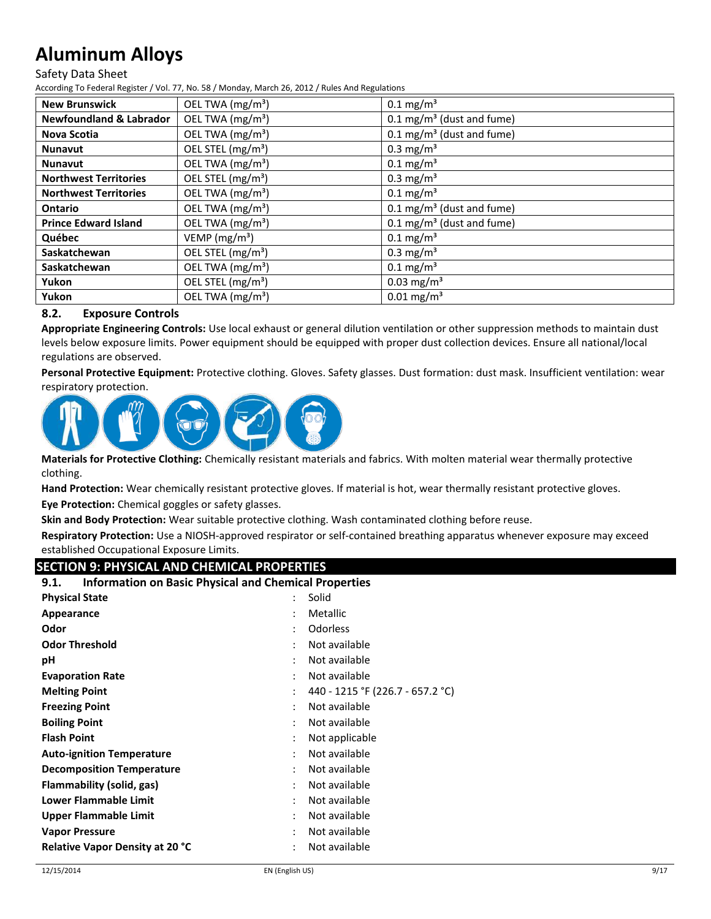| New Brunswick | OEL TWA (mg/m³) | 0.1 mg/m³ |
|---|---|---|
| Newfoundland & Labrador | OEL TWA (mg/m³) | 0.1 mg/m³ (dust and fume) |
| Nova Scotia | OEL TWA (mg/m³) | 0.1 mg/m³ (dust and fume) |
| Nunavut | OEL STEL (mg/m³) | 0.3 mg/m³ |
| Nunavut | OEL TWA (mg/m³) | 0.1 mg/m³ |
| Northwest Territories | OEL STEL (mg/m³) | 0.3 mg/m³ |
| Northwest Territories | OEL TWA (mg/m³) | 0.1 mg/m³ |
| Ontario | OEL TWA (mg/m³) | 0.1 mg/m³ (dust and fume) |
| Prince Edward Island | OEL TWA (mg/m³) | 0.1 mg/m³ (dust and fume) |
| Québec | VEMP (mg/m³) | 0.1 mg/m³ |
| Saskatchewan | OEL STEL (mg/m³) | 0.3 mg/m³ |
| Saskatchewan | OEL TWA (mg/m³) | 0.1 mg/m³ |
| Yukon | OEL STEL (mg/m³) | 0.03 mg/m³ |
| Yukon | OEL TWA (mg/m³) | 0.01 mg/m³ |

### 8.2. Exposure Controls

**Appropriate Engineering Controls:** Use local exhaust or general dilution ventilation or other suppression methods to maintain dust levels below exposure limits. Power equipment should be equipped with proper dust collection devices. Ensure all national/local regulations are observed.

**Personal Protective Equipment:** Protective clothing. Gloves. Safety glasses. Dust formation: dust mask. Insufficient ventilation: wear respiratory protection.

**Materials for Protective Clothing:** Chemically resistant materials and fabrics. With molten material wear thermally protective clothing.

**Hand Protection:** Wear chemically resistant protective gloves. If material is hot, wear thermally resistant protective gloves.

**Eye Protection:** Chemical goggles or safety glasses.

**Skin and Body Protection:** Wear suitable protective clothing. Wash contaminated clothing before reuse.

**Respiratory Protection:** Use a NIOSH-approved respirator or self-contained breathing apparatus whenever exposure may exceed established Occupational Exposure Limits.

## SECTION 9: PHYSICAL AND CHEMICAL PROPERTIES

### 9.1. Information on Basic Physical and Chemical Properties

| | | |
|---|---|---|
| **Physical State** | : | Solid |
| **Appearance** | : | Metallic |
| **Odor** | : | Odorless |
| **Odor Threshold** | : | Not available |
| **pH** | : | Not available |
| **Evaporation Rate** | : | Not available |
| **Melting Point** | : | 440 - 1215 °F (226.7 - 657.2 °C) |
| **Freezing Point** | : | Not available |
| **Boiling Point** | : | Not available |
| **Flash Point** | : | Not applicable |
| **Auto-ignition Temperature** | : | Not available |
| **Decomposition Temperature** | : | Not available |
| **Flammability (solid, gas)** | : | Not available |
| **Lower Flammable Limit** | : | Not available |
| **Upper Flammable Limit** | : | Not available |
| **Vapor Pressure** | : | Not available |
| **Relative Vapor Density at 20 °C** | : | Not available |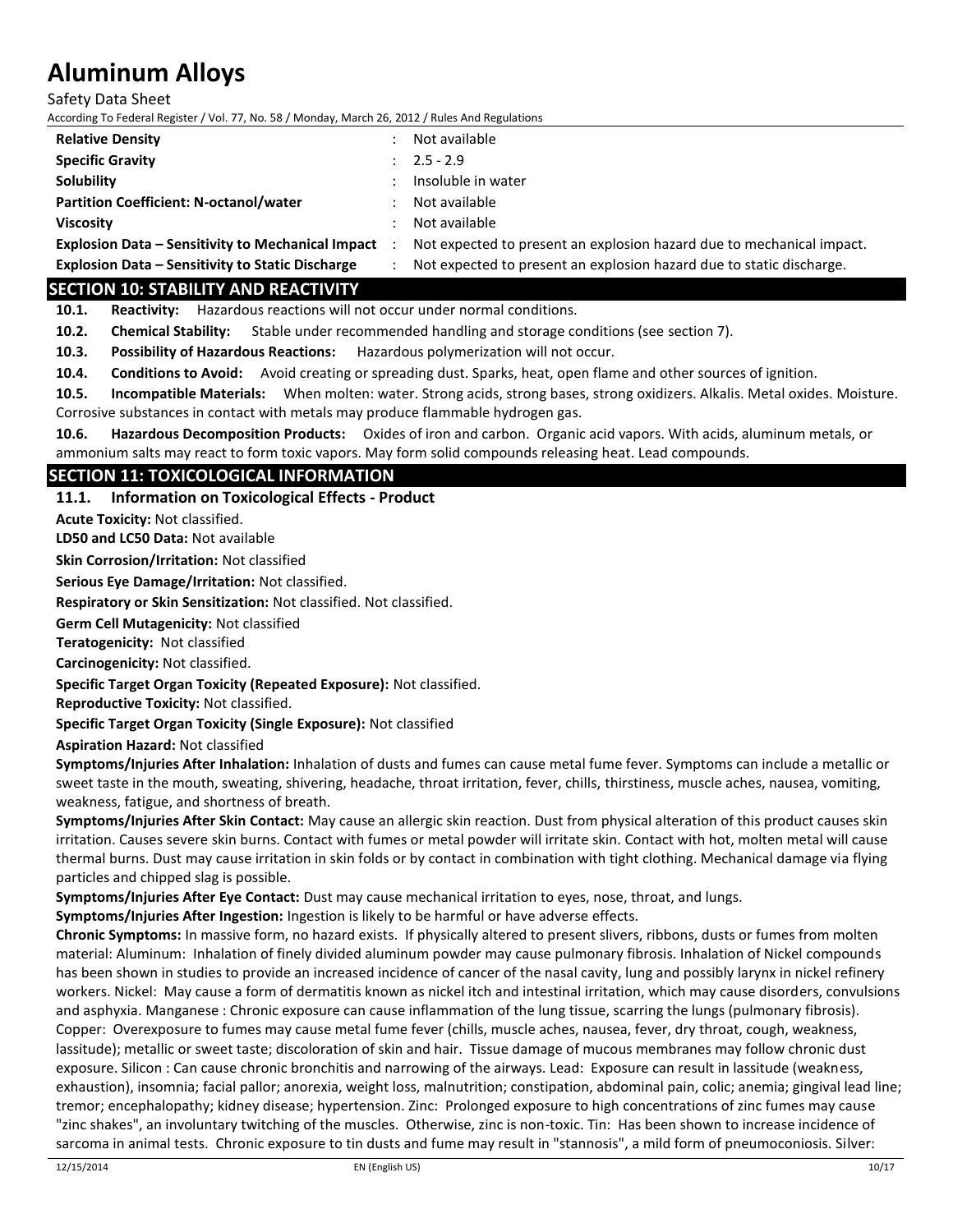| | | |
|---|---|---|
| **Relative Density** | : | Not available |
| **Specific Gravity** | : | 2.5 - 2.9 |
| **Solubility** | : | Insoluble in water |
| **Partition Coefficient: N-octanol/water** | : | Not available |
| **Viscosity** | : | Not available |
| **Explosion Data – Sensitivity to Mechanical Impact** | : | Not expected to present an explosion hazard due to mechanical impact. |
| **Explosion Data – Sensitivity to Static Discharge** | : | Not expected to present an explosion hazard due to static discharge. |

## SECTION 10: STABILITY AND REACTIVITY

**10.1. Reactivity:** Hazardous reactions will not occur under normal conditions.

**10.2. Chemical Stability:** Stable under recommended handling and storage conditions (see section 7).

**10.3. Possibility of Hazardous Reactions:** Hazardous polymerization will not occur.

**10.4. Conditions to Avoid:** Avoid creating or spreading dust. Sparks, heat, open flame and other sources of ignition.

**10.5. Incompatible Materials:** When molten: water. Strong acids, strong bases, strong oxidizers. Alkalis. Metal oxides. Moisture. Corrosive substances in contact with metals may produce flammable hydrogen gas.

**10.6. Hazardous Decomposition Products:** Oxides of iron and carbon. Organic acid vapors. With acids, aluminum metals, or ammonium salts may react to form toxic vapors. May form solid compounds releasing heat. Lead compounds.

## SECTION 11: TOXICOLOGICAL INFORMATION

### 11.1. Information on Toxicological Effects - Product

**Acute Toxicity:** Not classified.

**LD50 and LC50 Data:** Not available

**Skin Corrosion/Irritation:** Not classified

**Serious Eye Damage/Irritation:** Not classified.

**Respiratory or Skin Sensitization:** Not classified. Not classified.

**Germ Cell Mutagenicity:** Not classified

**Teratogenicity:** Not classified

**Carcinogenicity:** Not classified.

**Specific Target Organ Toxicity (Repeated Exposure):** Not classified.

**Reproductive Toxicity:** Not classified.

**Specific Target Organ Toxicity (Single Exposure):** Not classified

**Aspiration Hazard:** Not classified

**Symptoms/Injuries After Inhalation:** Inhalation of dusts and fumes can cause metal fume fever. Symptoms can include a metallic or sweet taste in the mouth, sweating, shivering, headache, throat irritation, fever, chills, thirstiness, muscle aches, nausea, vomiting, weakness, fatigue, and shortness of breath.

**Symptoms/Injuries After Skin Contact:** May cause an allergic skin reaction. Dust from physical alteration of this product causes skin irritation. Causes severe skin burns. Contact with fumes or metal powder will irritate skin. Contact with hot, molten metal will cause thermal burns. Dust may cause irritation in skin folds or by contact in combination with tight clothing. Mechanical damage via flying particles and chipped slag is possible.

**Symptoms/Injuries After Eye Contact:** Dust may cause mechanical irritation to eyes, nose, throat, and lungs.

**Symptoms/Injuries After Ingestion:** Ingestion is likely to be harmful or have adverse effects.

**Chronic Symptoms:** In massive form, no hazard exists. If physically altered to present slivers, ribbons, dusts or fumes from molten material: Aluminum: Inhalation of finely divided aluminum powder may cause pulmonary fibrosis. Inhalation of Nickel compounds has been shown in studies to provide an increased incidence of cancer of the nasal cavity, lung and possibly larynx in nickel refinery workers. Nickel: May cause a form of dermatitis known as nickel itch and intestinal irritation, which may cause disorders, convulsions and asphyxia. Manganese : Chronic exposure can cause inflammation of the lung tissue, scarring the lungs (pulmonary fibrosis). Copper: Overexposure to fumes may cause metal fume fever (chills, muscle aches, nausea, fever, dry throat, cough, weakness, lassitude); metallic or sweet taste; discoloration of skin and hair. Tissue damage of mucous membranes may follow chronic dust exposure. Silicon : Can cause chronic bronchitis and narrowing of the airways. Lead: Exposure can result in lassitude (weakness, exhaustion), insomnia; facial pallor; anorexia, weight loss, malnutrition; constipation, abdominal pain, colic; anemia; gingival lead line; tremor; encephalopathy; kidney disease; hypertension. Zinc: Prolonged exposure to high concentrations of zinc fumes may cause "zinc shakes", an involuntary twitching of the muscles. Otherwise, zinc is non-toxic. Tin: Has been shown to increase incidence of sarcoma in animal tests. Chronic exposure to tin dusts and fume may result in "stannosis", a mild form of pneumoconiosis. Silver: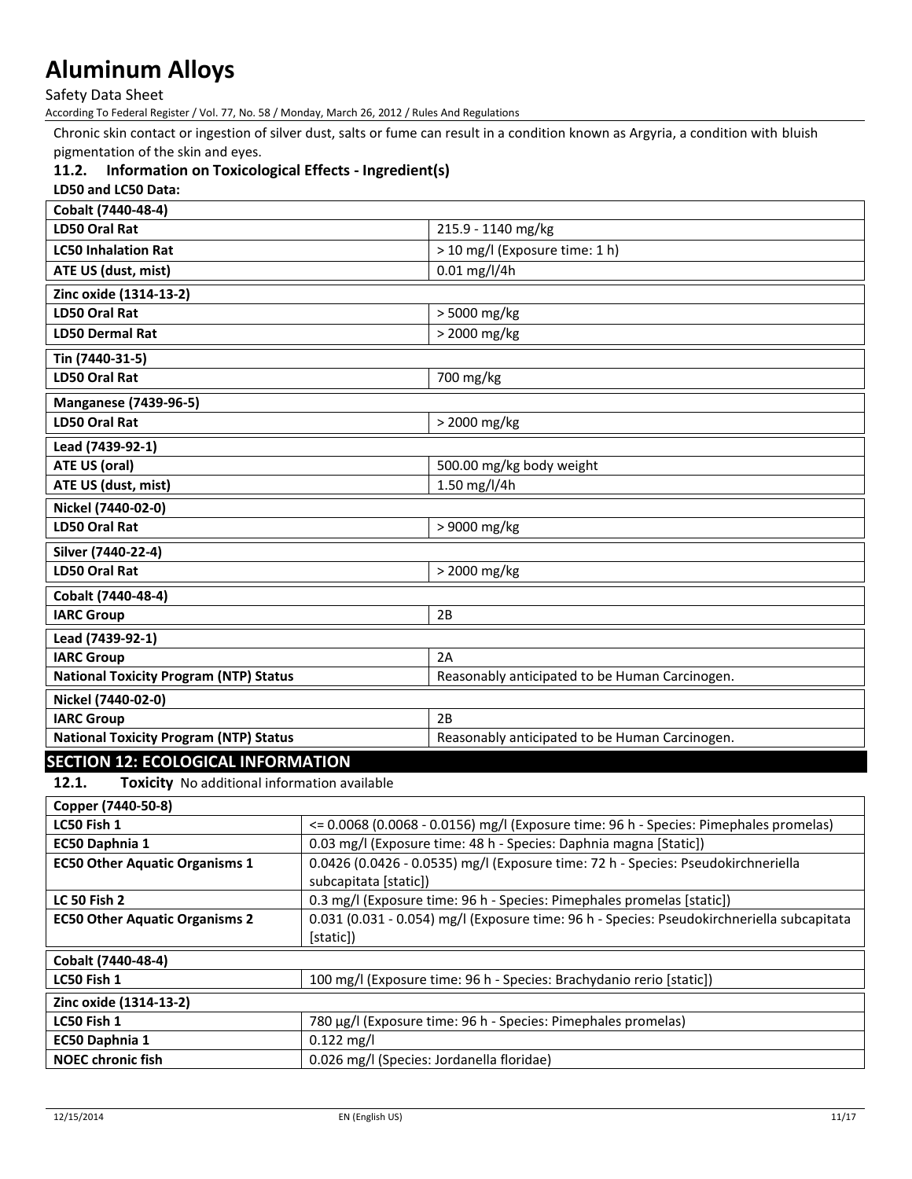Chronic skin contact or ingestion of silver dust, salts or fume can result in a condition known as Argyria, a condition with bluish pigmentation of the skin and eyes.

### 11.2. Information on Toxicological Effects - Ingredient(s)

**LD50 and LC50 Data:**

| Cobalt (7440-48-4) | |
|---|---|
| LD50 Oral Rat | 215.9 - 1140 mg/kg |
| LC50 Inhalation Rat | > 10 mg/l (Exposure time: 1 h) |
| ATE US (dust, mist) | 0.01 mg/l/4h |

| Zinc oxide (1314-13-2) | |
|---|---|
| LD50 Oral Rat | > 5000 mg/kg |
| LD50 Dermal Rat | > 2000 mg/kg |

| Tin (7440-31-5) | |
|---|---|
| LD50 Oral Rat | 700 mg/kg |

| Manganese (7439-96-5) | |
|---|---|
| LD50 Oral Rat | > 2000 mg/kg |

| Lead (7439-92-1) | |
|---|---|
| ATE US (oral) | 500.00 mg/kg body weight |
| ATE US (dust, mist) | 1.50 mg/l/4h |

| Nickel (7440-02-0) | |
|---|---|
| LD50 Oral Rat | > 9000 mg/kg |

| Silver (7440-22-4) | |
|---|---|
| LD50 Oral Rat | > 2000 mg/kg |

| Cobalt (7440-48-4) | |
|---|---|
| IARC Group | 2B |

| Lead (7439-92-1) | |
|---|---|
| IARC Group | 2A |
| National Toxicity Program (NTP) Status | Reasonably anticipated to be Human Carcinogen. |

| Nickel (7440-02-0) | |
|---|---|
| IARC Group | 2B |
| National Toxicity Program (NTP) Status | Reasonably anticipated to be Human Carcinogen. |

## SECTION 12: ECOLOGICAL INFORMATION

### 12.1. Toxicity No additional information available

| Copper (7440-50-8) | |
|---|---|
| LC50 Fish 1 | <= 0.0068 (0.0068 - 0.0156) mg/l (Exposure time: 96 h - Species: Pimephales promelas) |
| EC50 Daphnia 1 | 0.03 mg/l (Exposure time: 48 h - Species: Daphnia magna [Static]) |
| EC50 Other Aquatic Organisms 1 | 0.0426 (0.0426 - 0.0535) mg/l (Exposure time: 72 h - Species: Pseudokirchneriella subcapitata [static]) |
| LC 50 Fish 2 | 0.3 mg/l (Exposure time: 96 h - Species: Pimephales promelas [static]) |
| EC50 Other Aquatic Organisms 2 | 0.031 (0.031 - 0.054) mg/l (Exposure time: 96 h - Species: Pseudokirchneriella subcapitata [static]) |

| Cobalt (7440-48-4) | |
|---|---|
| LC50 Fish 1 | 100 mg/l (Exposure time: 96 h - Species: Brachydanio rerio [static]) |

| Zinc oxide (1314-13-2) | |
|---|---|
| LC50 Fish 1 | 780 µg/l (Exposure time: 96 h - Species: Pimephales promelas) |
| EC50 Daphnia 1 | 0.122 mg/l |
| NOEC chronic fish | 0.026 mg/l (Species: Jordanella floridae) |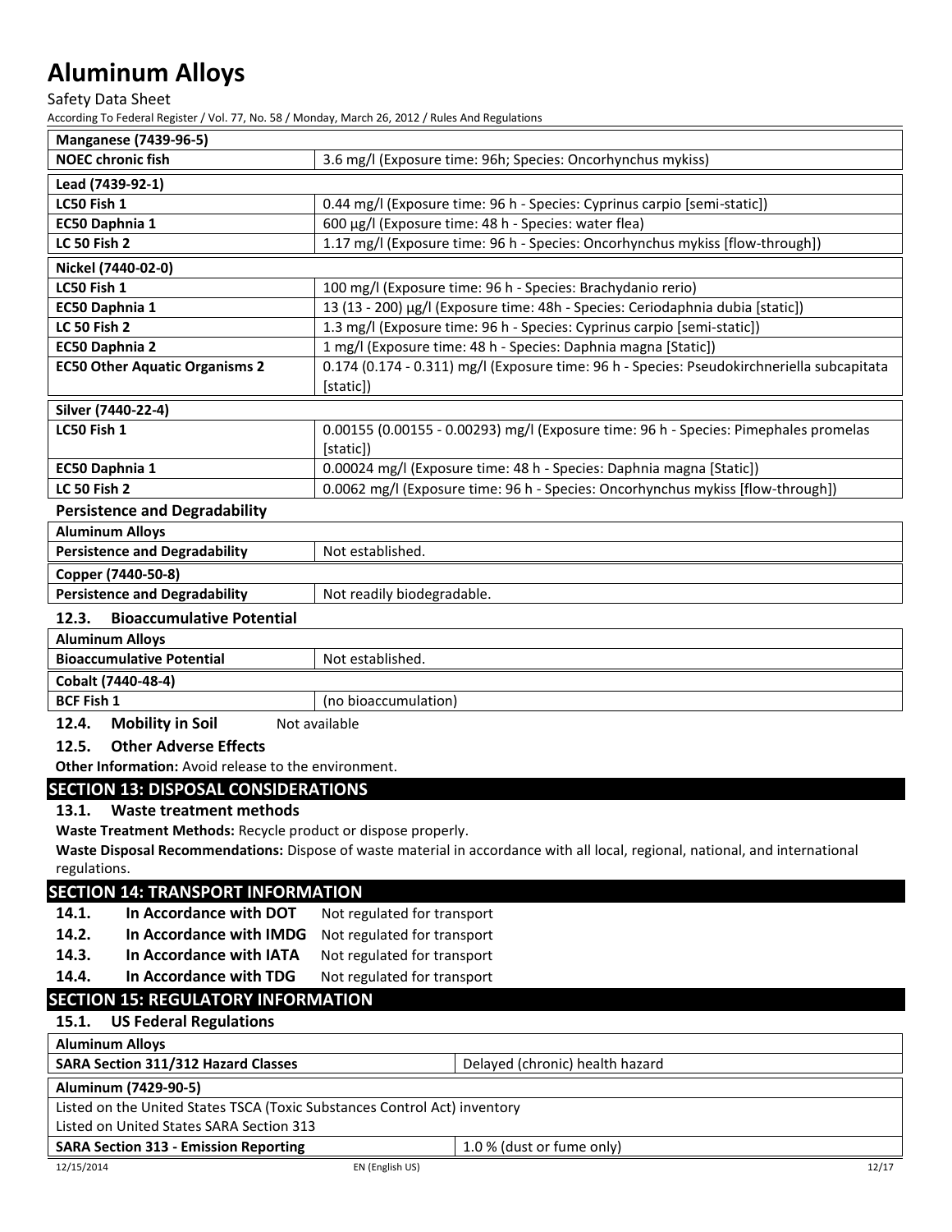| Manganese (7439-96-5) | |
|---|---|
| NOEC chronic fish | 3.6 mg/l (Exposure time: 96h; Species: Oncorhynchus mykiss) |

| Lead (7439-92-1) | |
|---|---|
| LC50 Fish 1 | 0.44 mg/l (Exposure time: 96 h - Species: Cyprinus carpio [semi-static]) |
| EC50 Daphnia 1 | 600 µg/l (Exposure time: 48 h - Species: water flea) |
| LC 50 Fish 2 | 1.17 mg/l (Exposure time: 96 h - Species: Oncorhynchus mykiss [flow-through]) |

| Nickel (7440-02-0) | |
|---|---|
| LC50 Fish 1 | 100 mg/l (Exposure time: 96 h - Species: Brachydanio rerio) |
| EC50 Daphnia 1 | 13 (13 - 200) µg/l (Exposure time: 48h - Species: Ceriodaphnia dubia [static]) |
| LC 50 Fish 2 | 1.3 mg/l (Exposure time: 96 h - Species: Cyprinus carpio [semi-static]) |
| EC50 Daphnia 2 | 1 mg/l (Exposure time: 48 h - Species: Daphnia magna [Static]) |
| EC50 Other Aquatic Organisms 2 | 0.174 (0.174 - 0.311) mg/l (Exposure time: 96 h - Species: Pseudokirchneriella subcapitata [static]) |

| Silver (7440-22-4) | |
|---|---|
| LC50 Fish 1 | 0.00155 (0.00155 - 0.00293) mg/l (Exposure time: 96 h - Species: Pimephales promelas [static]) |
| EC50 Daphnia 1 | 0.00024 mg/l (Exposure time: 48 h - Species: Daphnia magna [Static]) |
| LC 50 Fish 2 | 0.0062 mg/l (Exposure time: 96 h - Species: Oncorhynchus mykiss [flow-through]) |

### Persistence and Degradability

| Aluminum Alloys | |
|---|---|
| Persistence and Degradability | Not established. |

| Copper (7440-50-8) | |
|---|---|
| Persistence and Degradability | Not readily biodegradable. |

### 12.3. Bioaccumulative Potential

| Aluminum Alloys | |
|---|---|
| Bioaccumulative Potential | Not established. |

| Cobalt (7440-48-4) | |
|---|---|
| BCF Fish 1 | (no bioaccumulation) |

### 12.4. Mobility in Soil

Not available

### 12.5. Other Adverse Effects

**Other Information:** Avoid release to the environment.

## SECTION 13: DISPOSAL CONSIDERATIONS

### 13.1. Waste treatment methods

**Waste Treatment Methods:** Recycle product or dispose properly.

**Waste Disposal Recommendations:** Dispose of waste material in accordance with all local, regional, national, and international regulations.

## SECTION 14: TRANSPORT INFORMATION

**14.1. In Accordance with DOT** Not regulated for transport

**14.2. In Accordance with IMDG** Not regulated for transport

**14.3. In Accordance with IATA** Not regulated for transport

**14.4. In Accordance with TDG** Not regulated for transport

## SECTION 15: REGULATORY INFORMATION

### 15.1. US Federal Regulations

| Aluminum Alloys | |
|---|---|
| SARA Section 311/312 Hazard Classes | Delayed (chronic) health hazard |

| Aluminum (7429-90-5) | |
|---|---|
| Listed on the United States TSCA (Toxic Substances Control Act) inventory | |
| Listed on United States SARA Section 313 | |
| SARA Section 313 - Emission Reporting | 1.0 % (dust or fume only) |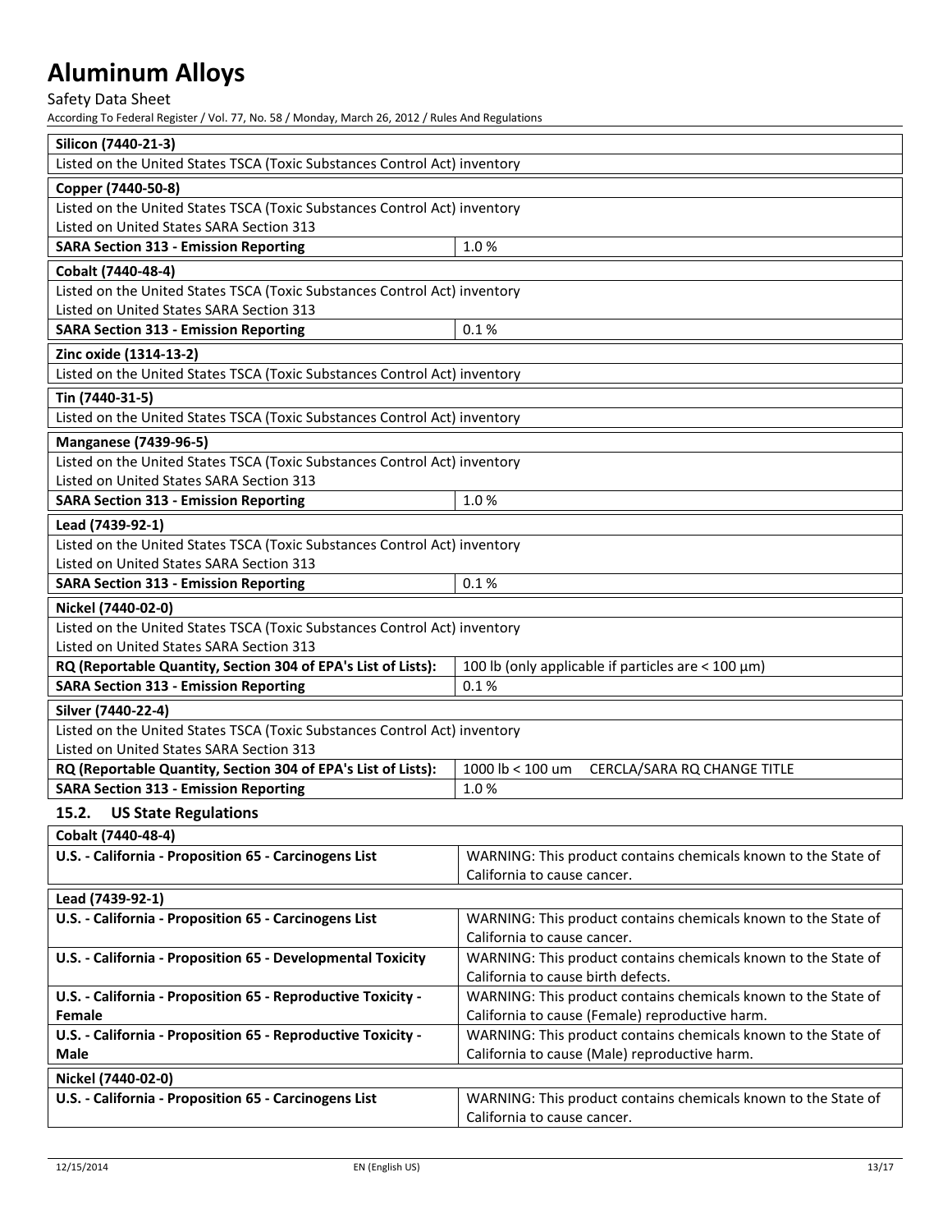| Silicon (7440-21-3) | |
|---|---|
| Listed on the United States TSCA (Toxic Substances Control Act) inventory | |

| Copper (7440-50-8) | |
|---|---|
| Listed on the United States TSCA (Toxic Substances Control Act) inventory | |
| Listed on United States SARA Section 313 | |
| **SARA Section 313 - Emission Reporting** | 1.0 % |

| Cobalt (7440-48-4) | |
|---|---|
| Listed on the United States TSCA (Toxic Substances Control Act) inventory | |
| Listed on United States SARA Section 313 | |
| **SARA Section 313 - Emission Reporting** | 0.1 % |

| Zinc oxide (1314-13-2) | |
|---|---|
| Listed on the United States TSCA (Toxic Substances Control Act) inventory | |

| Tin (7440-31-5) | |
|---|---|
| Listed on the United States TSCA (Toxic Substances Control Act) inventory | |

| Manganese (7439-96-5) | |
|---|---|
| Listed on the United States TSCA (Toxic Substances Control Act) inventory | |
| Listed on United States SARA Section 313 | |
| **SARA Section 313 - Emission Reporting** | 1.0 % |

| Lead (7439-92-1) | |
|---|---|
| Listed on the United States TSCA (Toxic Substances Control Act) inventory | |
| Listed on United States SARA Section 313 | |
| **SARA Section 313 - Emission Reporting** | 0.1 % |

| Nickel (7440-02-0) | |
|---|---|
| Listed on the United States TSCA (Toxic Substances Control Act) inventory | |
| Listed on United States SARA Section 313 | |
| **RQ (Reportable Quantity, Section 304 of EPA's List of Lists):** | 100 lb (only applicable if particles are < 100 µm) |
| **SARA Section 313 - Emission Reporting** | 0.1 % |

| Silver (7440-22-4) | |
|---|---|
| Listed on the United States TSCA (Toxic Substances Control Act) inventory | |
| Listed on United States SARA Section 313 | |
| **RQ (Reportable Quantity, Section 304 of EPA's List of Lists):** | 1000 lb < 100 um CERCLA/SARA RQ CHANGE TITLE |
| **SARA Section 313 - Emission Reporting** | 1.0 % |

### 15.2. US State Regulations

| Cobalt (7440-48-4) | |
|---|---|
| **U.S. - California - Proposition 65 - Carcinogens List** | WARNING: This product contains chemicals known to the State of California to cause cancer. |

| Lead (7439-92-1) | |
|---|---|
| **U.S. - California - Proposition 65 - Carcinogens List** | WARNING: This product contains chemicals known to the State of California to cause cancer. |
| **U.S. - California - Proposition 65 - Developmental Toxicity** | WARNING: This product contains chemicals known to the State of California to cause birth defects. |
| **U.S. - California - Proposition 65 - Reproductive Toxicity - Female** | WARNING: This product contains chemicals known to the State of California to cause (Female) reproductive harm. |
| **U.S. - California - Proposition 65 - Reproductive Toxicity - Male** | WARNING: This product contains chemicals known to the State of California to cause (Male) reproductive harm. |

| Nickel (7440-02-0) | |
|---|---|
| **U.S. - California - Proposition 65 - Carcinogens List** | WARNING: This product contains chemicals known to the State of California to cause cancer. |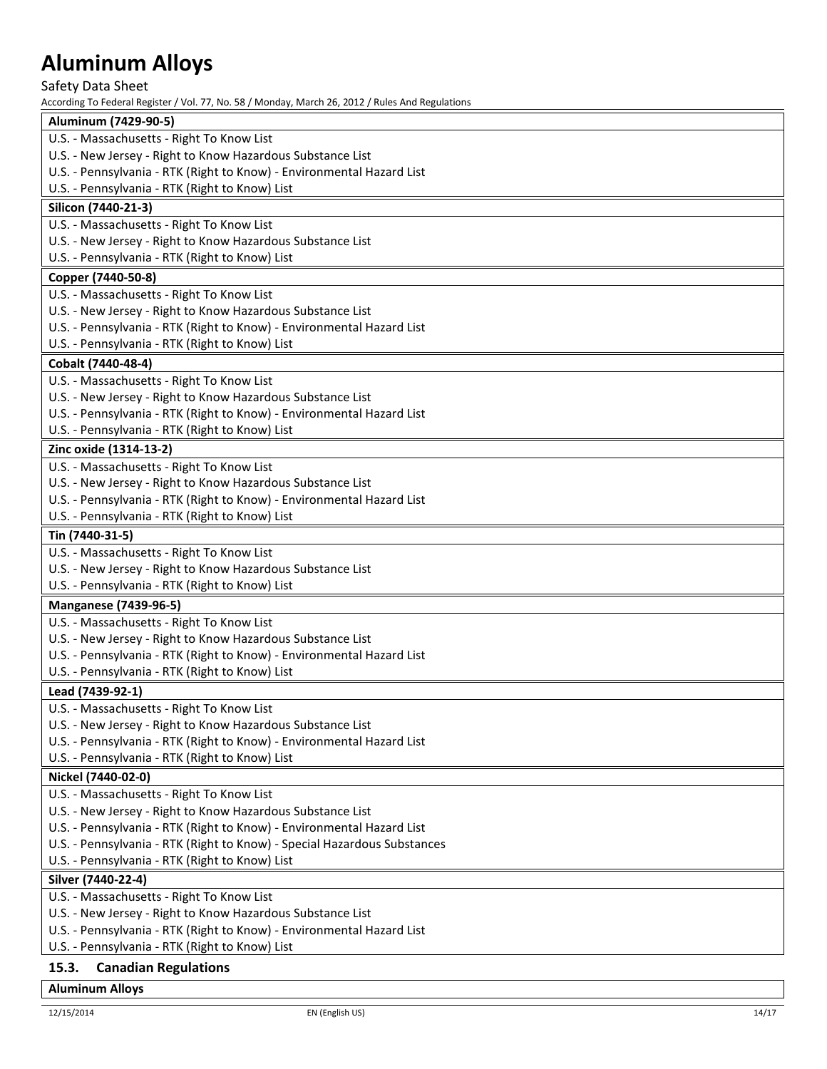| Aluminum (7429-90-5) |
|---|
| U.S. - Massachusetts - Right To Know List |
| U.S. - New Jersey - Right to Know Hazardous Substance List |
| U.S. - Pennsylvania - RTK (Right to Know) - Environmental Hazard List |
| U.S. - Pennsylvania - RTK (Right to Know) List |

| Silicon (7440-21-3) |
|---|
| U.S. - Massachusetts - Right To Know List |
| U.S. - New Jersey - Right to Know Hazardous Substance List |
| U.S. - Pennsylvania - RTK (Right to Know) List |

| Copper (7440-50-8) |
|---|
| U.S. - Massachusetts - Right To Know List |
| U.S. - New Jersey - Right to Know Hazardous Substance List |
| U.S. - Pennsylvania - RTK (Right to Know) - Environmental Hazard List |
| U.S. - Pennsylvania - RTK (Right to Know) List |

| Cobalt (7440-48-4) |
|---|
| U.S. - Massachusetts - Right To Know List |
| U.S. - New Jersey - Right to Know Hazardous Substance List |
| U.S. - Pennsylvania - RTK (Right to Know) - Environmental Hazard List |
| U.S. - Pennsylvania - RTK (Right to Know) List |

| Zinc oxide (1314-13-2) |
|---|
| U.S. - Massachusetts - Right To Know List |
| U.S. - New Jersey - Right to Know Hazardous Substance List |
| U.S. - Pennsylvania - RTK (Right to Know) - Environmental Hazard List |
| U.S. - Pennsylvania - RTK (Right to Know) List |

| Tin (7440-31-5) |
|---|
| U.S. - Massachusetts - Right To Know List |
| U.S. - New Jersey - Right to Know Hazardous Substance List |
| U.S. - Pennsylvania - RTK (Right to Know) List |

| Manganese (7439-96-5) |
|---|
| U.S. - Massachusetts - Right To Know List |
| U.S. - New Jersey - Right to Know Hazardous Substance List |
| U.S. - Pennsylvania - RTK (Right to Know) - Environmental Hazard List |
| U.S. - Pennsylvania - RTK (Right to Know) List |

| Lead (7439-92-1) |
|---|
| U.S. - Massachusetts - Right To Know List |
| U.S. - New Jersey - Right to Know Hazardous Substance List |
| U.S. - Pennsylvania - RTK (Right to Know) - Environmental Hazard List |
| U.S. - Pennsylvania - RTK (Right to Know) List |

| Nickel (7440-02-0) |
|---|
| U.S. - Massachusetts - Right To Know List |
| U.S. - New Jersey - Right to Know Hazardous Substance List |
| U.S. - Pennsylvania - RTK (Right to Know) - Environmental Hazard List |
| U.S. - Pennsylvania - RTK (Right to Know) - Special Hazardous Substances |
| U.S. - Pennsylvania - RTK (Right to Know) List |

| Silver (7440-22-4) |
|---|
| U.S. - Massachusetts - Right To Know List |
| U.S. - New Jersey - Right to Know Hazardous Substance List |
| U.S. - Pennsylvania - RTK (Right to Know) - Environmental Hazard List |
| U.S. - Pennsylvania - RTK (Right to Know) List |

## 15.3. Canadian Regulations

| Aluminum Alloys |
|---|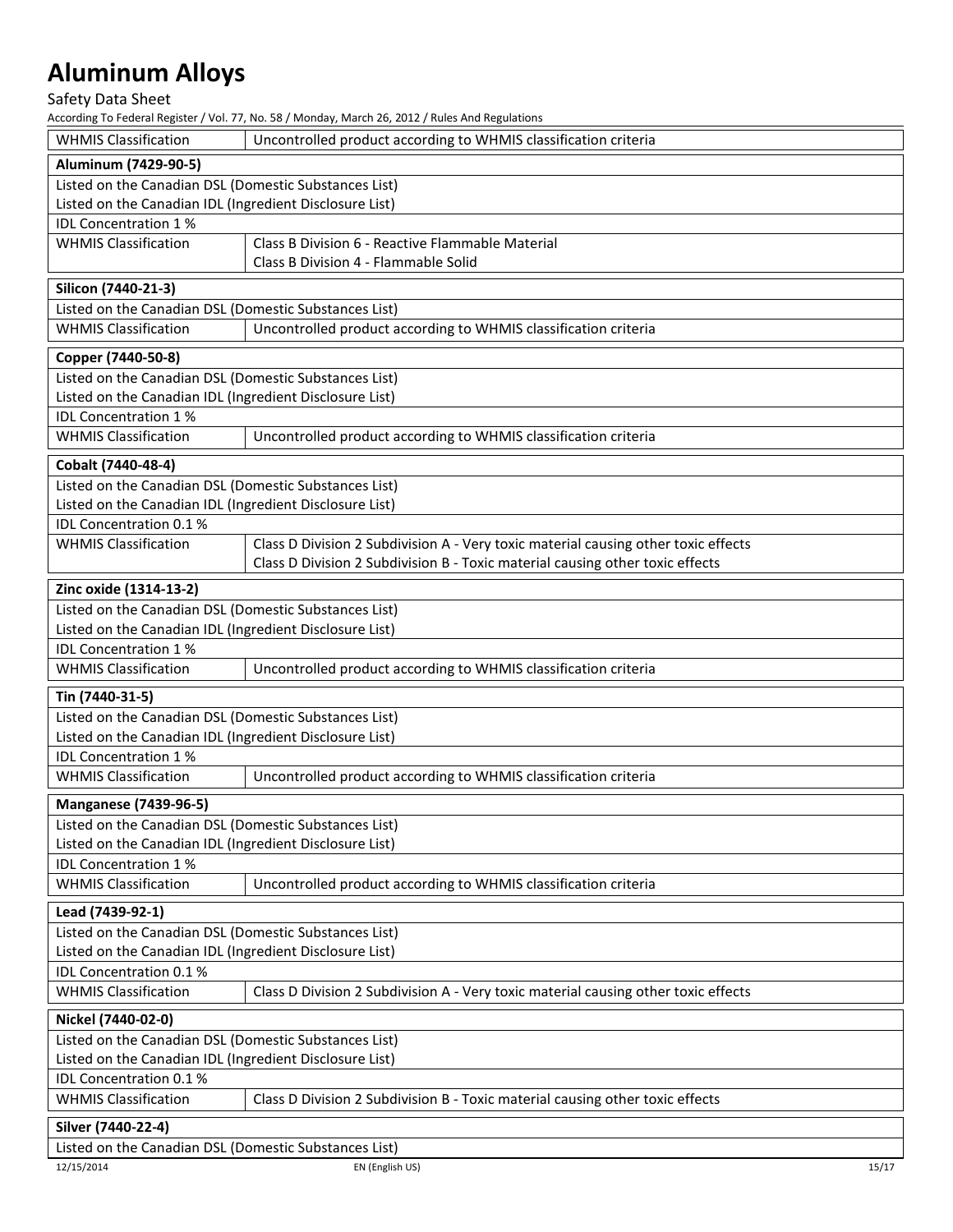| WHMIS Classification | Uncontrolled product according to WHMIS classification criteria |
|---|---|

| **Aluminum (7429-90-5)** | |
|---|---|
| Listed on the Canadian DSL (Domestic Substances List) | |
| Listed on the Canadian IDL (Ingredient Disclosure List) | |
| IDL Concentration 1 % | |
| WHMIS Classification | Class B Division 6 - Reactive Flammable Material<br>Class B Division 4 - Flammable Solid |

| **Silicon (7440-21-3)** | |
|---|---|
| Listed on the Canadian DSL (Domestic Substances List) | |
| WHMIS Classification | Uncontrolled product according to WHMIS classification criteria |

| **Copper (7440-50-8)** | |
|---|---|
| Listed on the Canadian DSL (Domestic Substances List) | |
| Listed on the Canadian IDL (Ingredient Disclosure List) | |
| IDL Concentration 1 % | |
| WHMIS Classification | Uncontrolled product according to WHMIS classification criteria |

| **Cobalt (7440-48-4)** | |
|---|---|
| Listed on the Canadian DSL (Domestic Substances List) | |
| Listed on the Canadian IDL (Ingredient Disclosure List) | |
| IDL Concentration 0.1 % | |
| WHMIS Classification | Class D Division 2 Subdivision A - Very toxic material causing other toxic effects<br>Class D Division 2 Subdivision B - Toxic material causing other toxic effects |

| **Zinc oxide (1314-13-2)** | |
|---|---|
| Listed on the Canadian DSL (Domestic Substances List) | |
| Listed on the Canadian IDL (Ingredient Disclosure List) | |
| IDL Concentration 1 % | |
| WHMIS Classification | Uncontrolled product according to WHMIS classification criteria |

| **Tin (7440-31-5)** | |
|---|---|
| Listed on the Canadian DSL (Domestic Substances List) | |
| Listed on the Canadian IDL (Ingredient Disclosure List) | |
| IDL Concentration 1 % | |
| WHMIS Classification | Uncontrolled product according to WHMIS classification criteria |

| **Manganese (7439-96-5)** | |
|---|---|
| Listed on the Canadian DSL (Domestic Substances List) | |
| Listed on the Canadian IDL (Ingredient Disclosure List) | |
| IDL Concentration 1 % | |
| WHMIS Classification | Uncontrolled product according to WHMIS classification criteria |

| **Lead (7439-92-1)** | |
|---|---|
| Listed on the Canadian DSL (Domestic Substances List) | |
| Listed on the Canadian IDL (Ingredient Disclosure List) | |
| IDL Concentration 0.1 % | |
| WHMIS Classification | Class D Division 2 Subdivision A - Very toxic material causing other toxic effects |

| **Nickel (7440-02-0)** | |
|---|---|
| Listed on the Canadian DSL (Domestic Substances List) | |
| Listed on the Canadian IDL (Ingredient Disclosure List) | |
| IDL Concentration 0.1 % | |
| WHMIS Classification | Class D Division 2 Subdivision B - Toxic material causing other toxic effects |

| **Silver (7440-22-4)** | |
|---|---|
| Listed on the Canadian DSL (Domestic Substances List) | |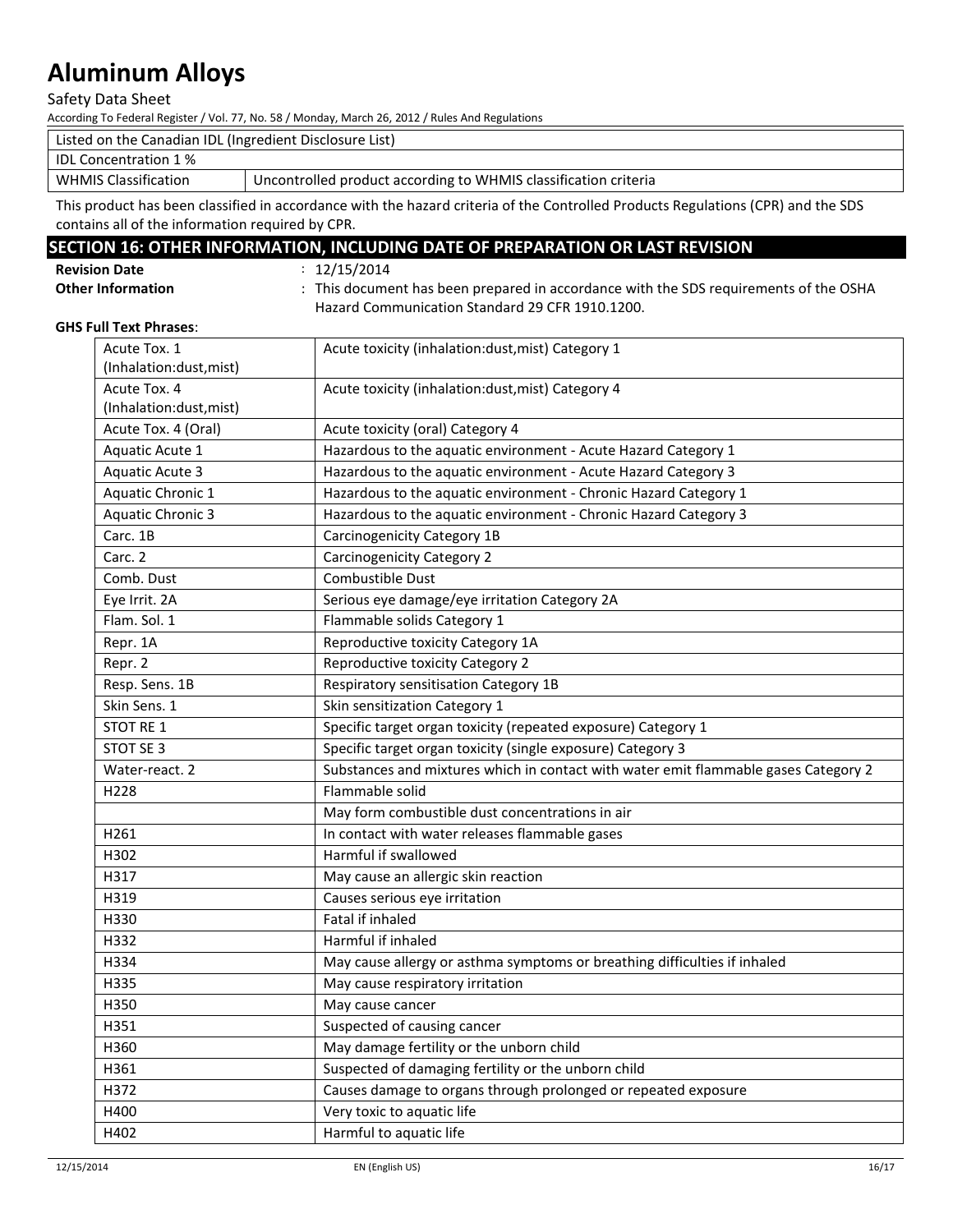| Listed on the Canadian IDL (Ingredient Disclosure List) | |
|---|---|
| IDL Concentration 1 % | |
| WHMIS Classification | Uncontrolled product according to WHMIS classification criteria |

This product has been classified in accordance with the hazard criteria of the Controlled Products Regulations (CPR) and the SDS contains all of the information required by CPR.

## SECTION 16: OTHER INFORMATION, INCLUDING DATE OF PREPARATION OR LAST REVISION

**Revision Date** : 12/15/2014

**Other Information** : This document has been prepared in accordance with the SDS requirements of the OSHA Hazard Communication Standard 29 CFR 1910.1200.

**GHS Full Text Phrases**:

| | |
|---|---|
| Acute Tox. 1 (Inhalation:dust,mist) | Acute toxicity (inhalation:dust,mist) Category 1 |
| Acute Tox. 4 (Inhalation:dust,mist) | Acute toxicity (inhalation:dust,mist) Category 4 |
| Acute Tox. 4 (Oral) | Acute toxicity (oral) Category 4 |
| Aquatic Acute 1 | Hazardous to the aquatic environment - Acute Hazard Category 1 |
| Aquatic Acute 3 | Hazardous to the aquatic environment - Acute Hazard Category 3 |
| Aquatic Chronic 1 | Hazardous to the aquatic environment - Chronic Hazard Category 1 |
| Aquatic Chronic 3 | Hazardous to the aquatic environment - Chronic Hazard Category 3 |
| Carc. 1B | Carcinogenicity Category 1B |
| Carc. 2 | Carcinogenicity Category 2 |
| Comb. Dust | Combustible Dust |
| Eye Irrit. 2A | Serious eye damage/eye irritation Category 2A |
| Flam. Sol. 1 | Flammable solids Category 1 |
| Repr. 1A | Reproductive toxicity Category 1A |
| Repr. 2 | Reproductive toxicity Category 2 |
| Resp. Sens. 1B | Respiratory sensitisation Category 1B |
| Skin Sens. 1 | Skin sensitization Category 1 |
| STOT RE 1 | Specific target organ toxicity (repeated exposure) Category 1 |
| STOT SE 3 | Specific target organ toxicity (single exposure) Category 3 |
| Water-react. 2 | Substances and mixtures which in contact with water emit flammable gases Category 2 |
| H228 | Flammable solid |
| | May form combustible dust concentrations in air |
| H261 | In contact with water releases flammable gases |
| H302 | Harmful if swallowed |
| H317 | May cause an allergic skin reaction |
| H319 | Causes serious eye irritation |
| H330 | Fatal if inhaled |
| H332 | Harmful if inhaled |
| H334 | May cause allergy or asthma symptoms or breathing difficulties if inhaled |
| H335 | May cause respiratory irritation |
| H350 | May cause cancer |
| H351 | Suspected of causing cancer |
| H360 | May damage fertility or the unborn child |
| H361 | Suspected of damaging fertility or the unborn child |
| H372 | Causes damage to organs through prolonged or repeated exposure |
| H400 | Very toxic to aquatic life |
| H402 | Harmful to aquatic life |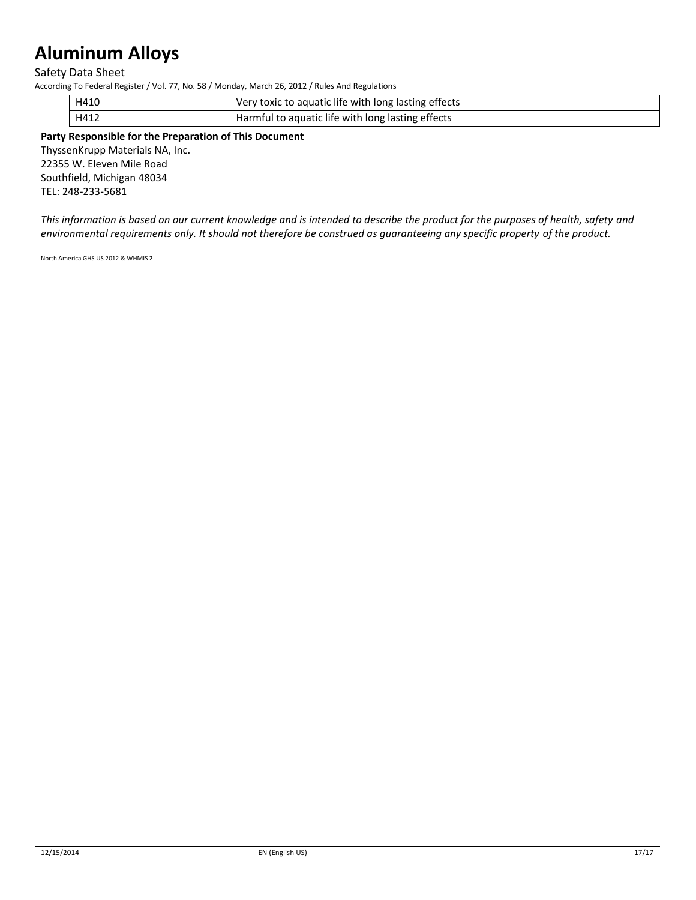| | |
|---|---|
| H410 | Very toxic to aquatic life with long lasting effects |
| H412 | Harmful to aquatic life with long lasting effects |

**Party Responsible for the Preparation of This Document**

ThyssenKrupp Materials NA, Inc.
22355 W. Eleven Mile Road
Southfield, Michigan 48034
TEL: 248-233-5681

*This information is based on our current knowledge and is intended to describe the product for the purposes of health, safety and environmental requirements only. It should not therefore be construed as guaranteeing any specific property of the product.*

North America GHS US 2012 & WHMIS 2